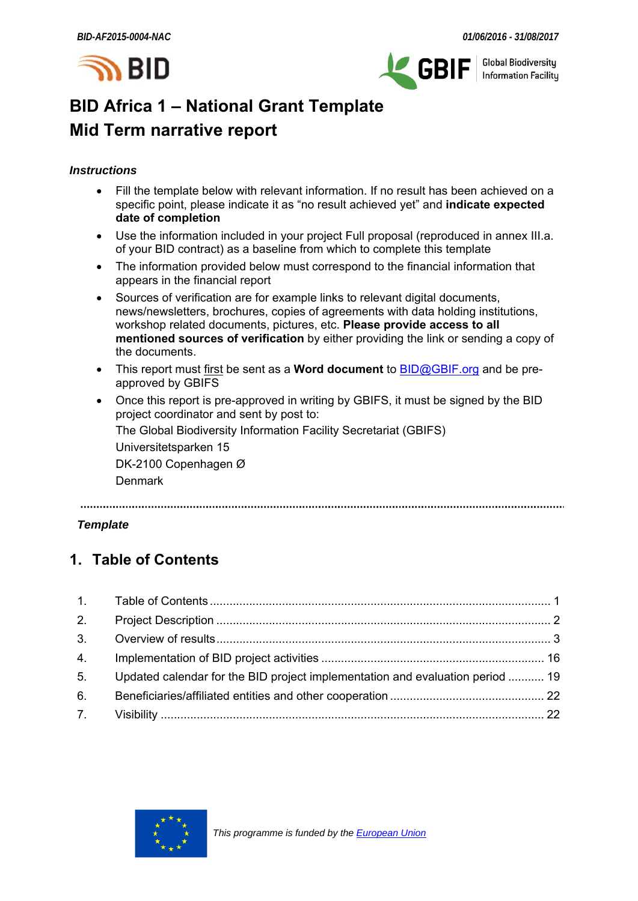# BID Africa 1 – National Grant Template

# Mid Term narrative report

### *Instructions*

- Fill the template below with relevant information. If no result has been achieved on a specific point, please indicate it as "no result achieved yet" and **indicate expected date of completion**
- Use the information included in your project Full proposal (reproduced in annex III.a. of your BID contract) as a baseline from which to complete this template
- The information provided below must correspond to the financial information that appears in the financial report
- Sources of verification are for example links to relevant digital documents, news/newsletters, brochures, copies of agreements with data holding institutions, workshop related documents, pictures, etc. **Please provide access to all mentioned sources of verification** by either providing the link or sending a copy of the documents.
- This report must first be sent as a **Word document** to BID@GBIF.org and be pre-approved by GBIFS
- Once this report is pre-approved in writing by GBIFS, it must be signed by the BID project coordinator and sent by post to:

  The Global Biodiversity Information Facility Secretariat (GBIFS)

  Universitetsparken 15

  DK-2100 Copenhagen Ø

  Denmark

---

*Template*

## 1. Table of Contents

| | | |
|---|---|---|
| 1. | Table of Contents | 1 |
| 2. | Project Description | 2 |
| 3. | Overview of results | 3 |
| 4. | Implementation of BID project activities | 16 |
| 5. | Updated calendar for the BID project implementation and evaluation period | 19 |
| 6. | Beneficiaries/affiliated entities and other cooperation | 22 |
| 7. | Visibility | 22 |

*This programme is funded by the European Union*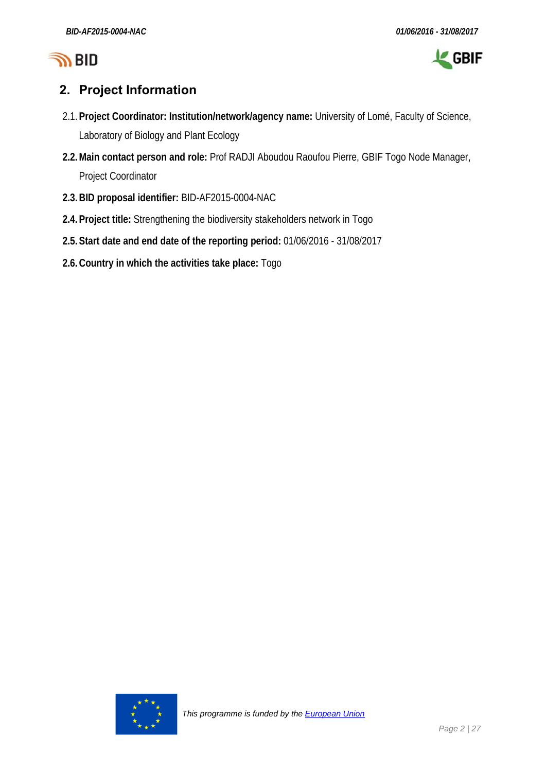## 2. Project Information

2.1. **Project Coordinator: Institution/network/agency name:** University of Lomé, Faculty of Science, Laboratory of Biology and Plant Ecology

**2.2. Main contact person and role:** Prof RADJI Aboudou Raoufou Pierre, GBIF Togo Node Manager, Project Coordinator

**2.3. BID proposal identifier:** BID-AF2015-0004-NAC

**2.4. Project title:** Strengthening the biodiversity stakeholders network in Togo

**2.5. Start date and end date of the reporting period:** 01/06/2016 - 31/08/2017

**2.6. Country in which the activities take place:** Togo

*This programme is funded by the [European Union]*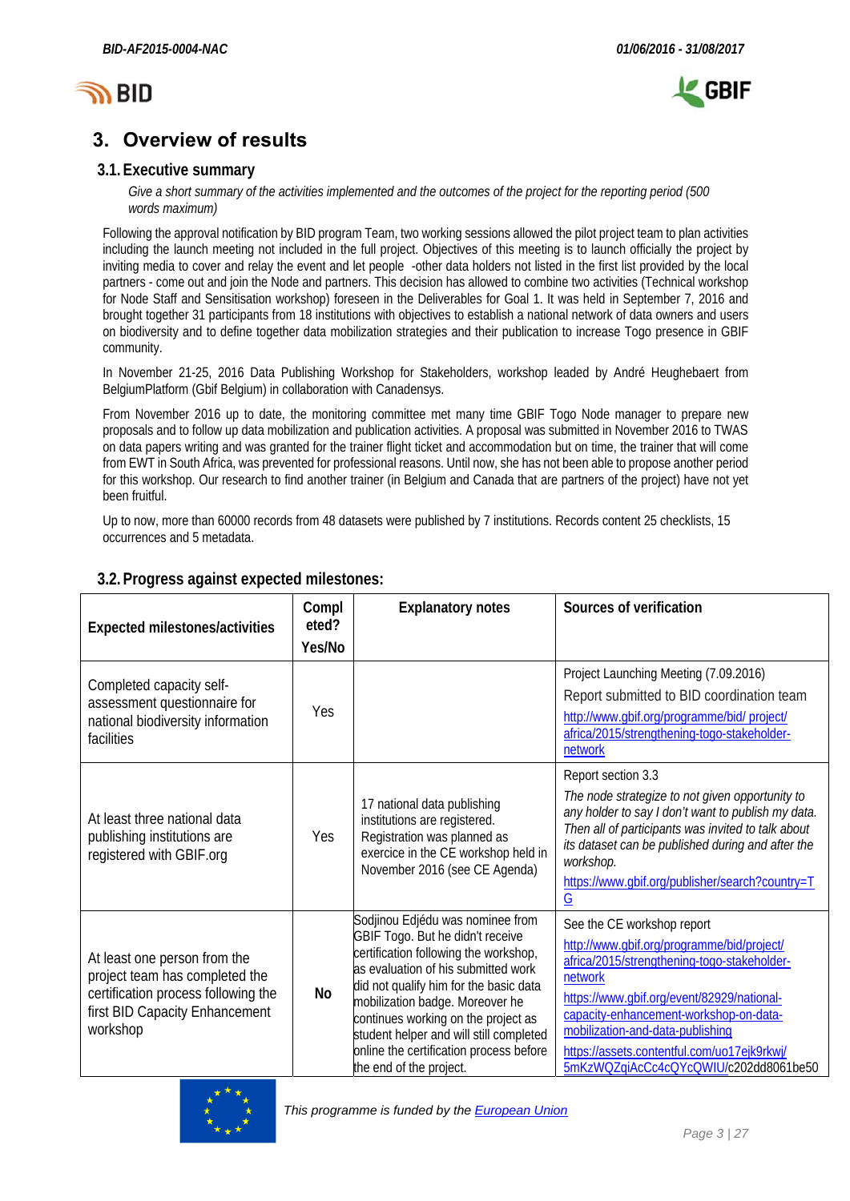# 3. Overview of results

## 3.1. Executive summary

*Give a short summary of the activities implemented and the outcomes of the project for the reporting period (500 words maximum)*

Following the approval notification by BID program Team, two working sessions allowed the pilot project team to plan activities including the launch meeting not included in the full project. Objectives of this meeting is to launch officially the project by inviting media to cover and relay the event and let people -other data holders not listed in the first list provided by the local partners - come out and join the Node and partners. This decision has allowed to combine two activities (Technical workshop for Node Staff and Sensitisation workshop) foreseen in the Deliverables for Goal 1. It was held in September 7, 2016 and brought together 31 participants from 18 institutions with objectives to establish a national network of data owners and users on biodiversity and to define together data mobilization strategies and their publication to increase Togo presence in GBIF community.

In November 21-25, 2016 Data Publishing Workshop for Stakeholders, workshop leaded by André Heughebaert from BelgiumPlatform (Gbif Belgium) in collaboration with Canadensys.

From November 2016 up to date, the monitoring committee met many time GBIF Togo Node manager to prepare new proposals and to follow up data mobilization and publication activities. A proposal was submitted in November 2016 to TWAS on data papers writing and was granted for the trainer flight ticket and accommodation but on time, the trainer that will come from EWT in South Africa, was prevented for professional reasons. Until now, she has not been able to propose another period for this workshop. Our research to find another trainer (in Belgium and Canada that are partners of the project) have not yet been fruitful.

Up to now, more than 60000 records from 48 datasets were published by 7 institutions. Records content 25 checklists, 15 occurrences and 5 metadata.

## 3.2. Progress against expected milestones:

| Expected milestones/activities | Completed? Yes/No | Explanatory notes | Sources of verification |
|---|---|---|---|
| Completed capacity self-assessment questionnaire for national biodiversity information facilities | Yes | | Project Launching Meeting (7.09.2016)<br>Report submitted to BID coordination team<br>http://www.gbif.org/programme/bid/ project/ africa/2015/strengthening-togo-stakeholder-network |
| At least three national data publishing institutions are registered with GBIF.org | Yes | 17 national data publishing institutions are registered. Registration was planned as exercice in the CE workshop held in November 2016 (see CE Agenda) | Report section 3.3<br>*The node strategize to not given opportunity to any holder to say I don't want to publish my data. Then all of participants was invited to talk about its dataset can be published during and after the workshop.*<br>https://www.gbif.org/publisher/search?country=TG |
| At least one person from the project team has completed the certification process following the first BID Capacity Enhancement workshop | **No** | Sodjinou Edjédu was nominee from GBIF Togo. But he didn't receive certification following the workshop, as evaluation of his submitted work did not qualify him for the basic data mobilization badge. Moreover he continues working on the project as student helper and will still completed online the certification process before the end of the project. | See the CE workshop report<br>http://www.gbif.org/programme/bid/project/africa/2015/strengthening-togo-stakeholder-network<br>https://www.gbif.org/event/82929/national-capacity-enhancement-workshop-on-data-mobilization-and-data-publishing<br>https://assets.contentful.com/uo17ejk9rkwj/5mKzWQZqiAcCc4cQYcQWIU/c202dd8061be50 |

*This programme is funded by the European Union*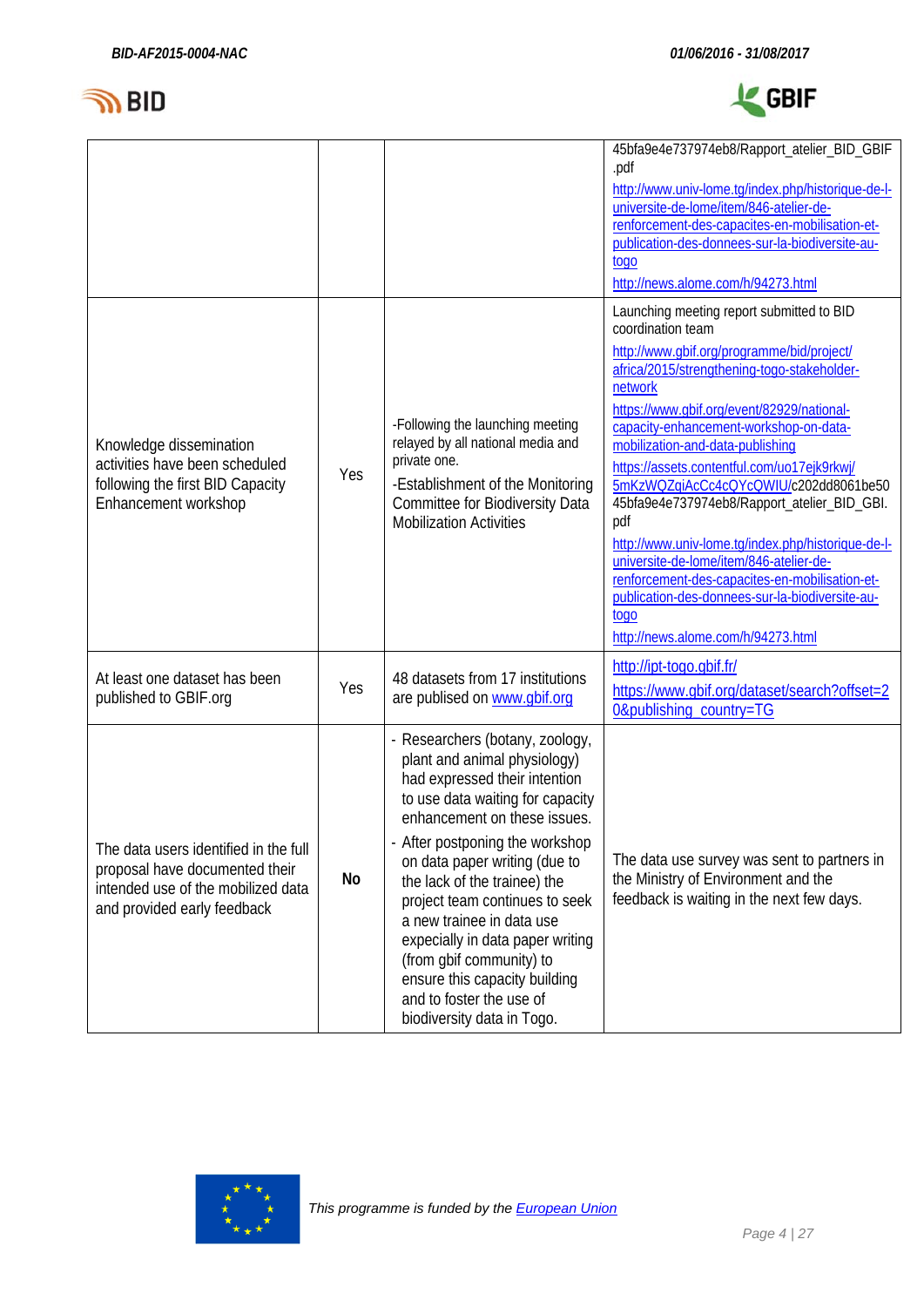| | | | |
|---|---|---|---|
| | | | 45bfa9e4e737974eb8/Rapport_atelier_BID_GBIF.pdf<br>http://www.univ-lome.tg/index.php/historique-de-l-universite-de-lome/item/846-atelier-de-renforcement-des-capacites-en-mobilisation-et-publication-des-donnees-sur-la-biodiversite-au-togo<br>http://news.alome.com/h/94273.html |
| Knowledge dissemination activities have been scheduled following the first BID Capacity Enhancement workshop | Yes | -Following the launching meeting relayed by all national media and private one.<br>-Establishment of the Monitoring Committee for Biodiversity Data Mobilization Activities | Launching meeting report submitted to BID coordination team<br>http://www.gbif.org/programme/bid/project/africa/2015/strengthening-togo-stakeholder-network<br>https://www.gbif.org/event/82929/national-capacity-enhancement-workshop-on-data-mobilization-and-data-publishing<br>https://assets.contentful.com/uo17ejk9rkwj/5mKzWQZqiAcCc4cQYcQWIU/c202dd8061be5045bfa9e4e737974eb8/Rapport_atelier_BID_GBI.pdf<br>http://www.univ-lome.tg/index.php/historique-de-l-universite-de-lome/item/846-atelier-de-renforcement-des-capacites-en-mobilisation-et-publication-des-donnees-sur-la-biodiversite-au-togo<br>http://news.alome.com/h/94273.html |
| At least one dataset has been published to GBIF.org | Yes | 48 datasets from 17 institutions are publised on www.gbif.org | http://ipt-togo.gbif.fr/<br>https://www.gbif.org/dataset/search?offset=20&publishing_country=TG |
| The data users identified in the full proposal have documented their intended use of the mobilized data and provided early feedback | **No** | - Researchers (botany, zoology, plant and animal physiology) had expressed their intention to use data waiting for capacity enhancement on these issues.<br>- After postponing the workshop on data paper writing (due to the lack of the trainee) the project team continues to seek a new trainee in data use expecially in data paper writing (from gbif community) to ensure this capacity building and to foster the use of biodiversity data in Togo. | The data use survey was sent to partners in the Ministry of Environment and the feedback is waiting in the next few days. |

*This programme is funded by the European Union*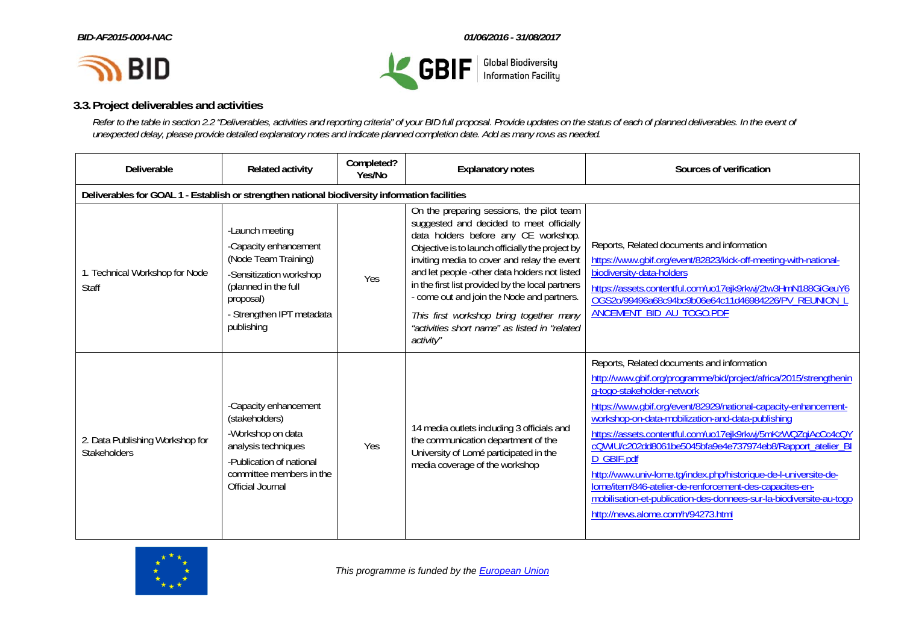### 3.3. Project deliverables and activities

*Refer to the table in section 2.2 "Deliverables, activities and reporting criteria" of your BID full proposal. Provide updates on the status of each of planned deliverables. In the event of unexpected delay, please provide detailed explanatory notes and indicate planned completion date. Add as many rows as needed.*

| Deliverable | Related activity | Completed? Yes/No | Explanatory notes | Sources of verification |
|---|---|---|---|---|
| **Deliverables for GOAL 1 - Establish or strengthen national biodiversity information facilities** | | | | |
| 1. Technical Workshop for Node Staff | -Launch meeting<br>-Capacity enhancement (Node Team Training)<br>-Sensitization workshop (planned in the full proposal)<br>- Strengthen IPT metadata publishing | Yes | On the preparing sessions, the pilot team suggested and decided to meet officially data holders before any CE workshop. Objective is to launch officially the project by inviting media to cover and relay the event and let people -other data holders not listed in the first list provided by the local partners - come out and join the Node and partners.<br>*This first workshop bring together many "activities short name" as listed in "related activity"* | Reports, Related documents and information<br>https://www.gbif.org/event/82823/kick-off-meeting-with-national-biodiversity-data-holders<br>https://assets.contentful.com/uo17ejk9rkwj/2tw3HmN188GiGeuY6OGS2o/99496a68c94bc9b06e64c11d46984226/PV_REUNION_LANCEMENT_BID_AU_TOGO.PDF |
| 2. Data Publishing Workshop for Stakeholders | -Capacity enhancement (stakeholders)<br>-Workshop on data analysis techniques<br>-Publication of national committee members in the Official Journal | Yes | 14 media outlets including 3 officials and the communication department of the University of Lomé participated in the media coverage of the workshop | Reports, Related documents and information<br>http://www.gbif.org/programme/bid/project/africa/2015/strengthening-togo-stakeholder-network<br>https://www.gbif.org/event/82929/national-capacity-enhancement-workshop-on-data-mobilization-and-data-publishing<br>https://assets.contentful.com/uo17ejk9rkwj/5mKzWQZqiAcCc4cQYcQWIU/c202dd8061be5045bfa9e4e737974eb8/Rapport_atelier_BID_GBIF.pdf<br>http://www.univ-lome.tg/index.php/historique-de-l-universite-de-lome/item/846-atelier-de-renforcement-des-capacites-en-mobilisation-et-publication-des-donnees-sur-la-biodiversite-au-togo<br>http://news.alome.com/h/94273.html |

*This programme is funded by the European Union*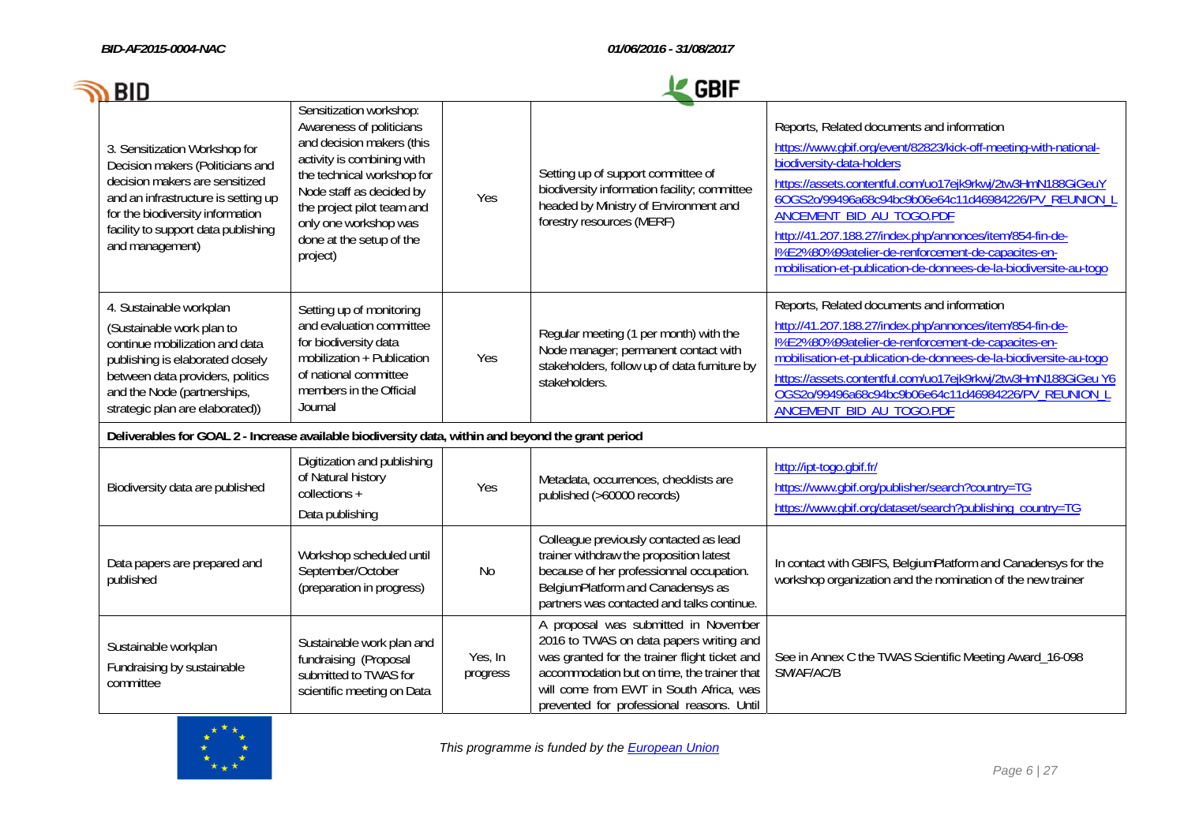| | | | | |
|---|---|---|---|---|
| 3. Sensitization Workshop for Decision makers (Politicians and decision makers are sensitized and an infrastructure is setting up for the biodiversity information facility to support data publishing and management) | Sensitization workshop: Awareness of politicians and decision makers (this activity is combining with the technical workshop for Node staff as decided by the project pilot team and only one workshop was done at the setup of the project) | Yes | Setting up of support committee of biodiversity information facility; committee headed by Ministry of Environment and forestry resources (MERF) | Reports, Related documents and information<br>https://www.gbif.org/event/82823/kick-off-meeting-with-national-biodiversity-data-holders<br>https://assets.contentful.com/uo17ejk9rkwj/2tw3HmN188GiGeuY6OGS2o/99496a68c94bc9b06e64c11d46984226/PV_REUNION_LANCEMENT_BID_AU_TOGO.PDF<br>http://41.207.188.27/index.php/annonces/item/854-fin-de-l%E2%80%99atelier-de-renforcement-de-capacites-en-mobilisation-et-publication-de-donnees-de-la-biodiversite-au-togo |
| 4. Sustainable workplan (Sustainable work plan to continue mobilization and data publishing is elaborated closely between data providers, politics and the Node (partnerships, strategic plan are elaborated)) | Setting up of monitoring and evaluation committee for biodiversity data mobilization + Publication of national committee members in the Official Journal | Yes | Regular meeting (1 per month) with the Node manager; permanent contact with stakeholders, follow up of data furniture by stakeholders. | Reports, Related documents and information<br>http://41.207.188.27/index.php/annonces/item/854-fin-de-l%E2%80%99atelier-de-renforcement-de-capacites-en-mobilisation-et-publication-de-donnees-de-la-biodiversite-au-togo<br>https://assets.contentful.com/uo17ejk9rkwj/2tw3HmN188GiGeu Y6OGS2o/99496a68c94bc9b06e64c11d46984226/PV_REUNION_LANCEMENT_BID_AU_TOGO.PDF |
| **Deliverables for GOAL 2 - Increase available biodiversity data, within and beyond the grant period** | | | | |
| Biodiversity data are published | Digitization and publishing of Natural history collections +<br>Data publishing | Yes | Metadata, occurrences, checklists are published (>60000 records) | http://ipt-togo.gbif.fr/<br>https://www.gbif.org/publisher/search?country=TG<br>https://www.gbif.org/dataset/search?publishing_country=TG |
| Data papers are prepared and published | Workshop scheduled until September/October (preparation in progress) | No | Colleague previously contacted as lead trainer withdraw the proposition latest because of her professionnal occupation. BelgiumPlatform and Canadensys as partners was contacted and talks continue. | In contact with GBIFS, BelgiumPlatform and Canadensys for the workshop organization and the nomination of the new trainer |
| Sustainable workplan<br>Fundraising by sustainable committee | Sustainable work plan and fundraising (Proposal submitted to TWAS for scientific meeting on Data | Yes, In progress | A proposal was submitted in November 2016 to TWAS on data papers writing and was granted for the trainer flight ticket and accommodation but on time, the trainer that will come from EWT in South Africa, was prevented for professional reasons. Until | See in Annex C the TWAS Scientific Meeting Award_16-098 SM/AF/AC/B |

*This programme is funded by the European Union*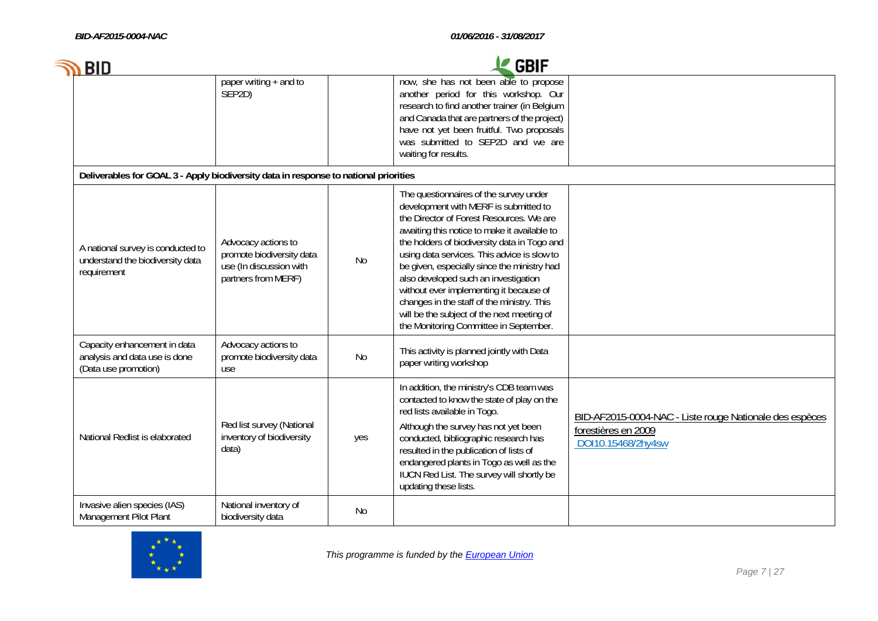| | | | | |
|---|---|---|---|---|
| | paper writing + and to SEP2D) | | now, she has not been able to propose another period for this workshop. Our research to find another trainer (in Belgium and Canada that are partners of the project) have not yet been fruitful. Two proposals was submitted to SEP2D and we are waiting for results. | |
| **Deliverables for GOAL 3 - Apply biodiversity data in response to national priorities** | | | | |
| A national survey is conducted to understand the biodiversity data requirement | Advocacy actions to promote biodiversity data use (In discussion with partners from MERF) | No | The questionnaires of the survey under development with MERF is submitted to the Director of Forest Resources. We are awaiting this notice to make it available to the holders of biodiversity data in Togo and using data services. This advice is slow to be given, especially since the ministry had also developed such an investigation without ever implementing it because of changes in the staff of the ministry. This will be the subject of the next meeting of the Monitoring Committee in September. | |
| Capacity enhancement in data analysis and data use is done (Data use promotion) | Advocacy actions to promote biodiversity data use | No | This activity is planned jointly with Data paper writing workshop | |
| National Redlist is elaborated | Red list survey (National inventory of biodiversity data) | yes | In addition, the ministry's CDB team was contacted to know the state of play on the red lists available in Togo.<br><br>Although the survey has not yet been conducted, bibliographic research has resulted in the publication of lists of endangered plants in Togo as well as the IUCN Red List. The survey will shortly be updating these lists. | BID-AF2015-0004-NAC - Liste rouge Nationale des espèces forestières en 2009<br>DOI10.15468/2hy4sw |
| Invasive alien species (IAS) Management Pilot Plant | National inventory of biodiversity data | No | | |

*This programme is funded by the European Union*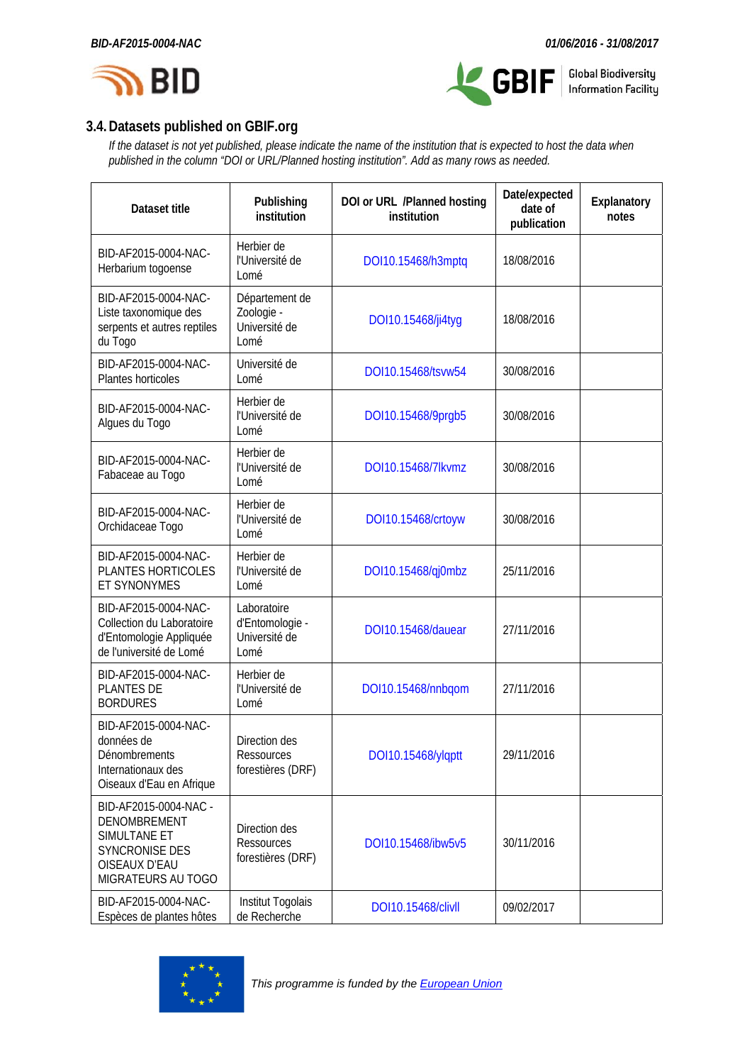### 3.4. Datasets published on GBIF.org

*If the dataset is not yet published, please indicate the name of the institution that is expected to host the data when published in the column "DOI or URL/Planned hosting institution". Add as many rows as needed.*

| Dataset title | Publishing institution | DOI or URL /Planned hosting institution | Date/expected date of publication | Explanatory notes |
|---|---|---|---|---|
| BID-AF2015-0004-NAC-Herbarium togoense | Herbier de l'Université de Lomé | DOI10.15468/h3mptq | 18/08/2016 | |
| BID-AF2015-0004-NAC-Liste taxonomique des serpents et autres reptiles du Togo | Département de Zoologie - Université de Lomé | DOI10.15468/ji4tyg | 18/08/2016 | |
| BID-AF2015-0004-NAC-Plantes horticoles | Université de Lomé | DOI10.15468/tsvw54 | 30/08/2016 | |
| BID-AF2015-0004-NAC-Algues du Togo | Herbier de l'Université de Lomé | DOI10.15468/9prgb5 | 30/08/2016 | |
| BID-AF2015-0004-NAC-Fabaceae au Togo | Herbier de l'Université de Lomé | DOI10.15468/7lkvmz | 30/08/2016 | |
| BID-AF2015-0004-NAC-Orchidaceae Togo | Herbier de l'Université de Lomé | DOI10.15468/crtoyw | 30/08/2016 | |
| BID-AF2015-0004-NAC-PLANTES HORTICOLES ET SYNONYMES | Herbier de l'Université de Lomé | DOI10.15468/qj0mbz | 25/11/2016 | |
| BID-AF2015-0004-NAC-Collection du Laboratoire d'Entomologie Appliquée de l'université de Lomé | Laboratoire d'Entomologie - Université de Lomé | DOI10.15468/dauear | 27/11/2016 | |
| BID-AF2015-0004-NAC-PLANTES DE BORDURES | Herbier de l'Université de Lomé | DOI10.15468/nnbqom | 27/11/2016 | |
| BID-AF2015-0004-NAC-données de Dénombrements Internationaux des Oiseaux d'Eau en Afrique | Direction des Ressources forestières (DRF) | DOI10.15468/ylqptt | 29/11/2016 | |
| BID-AF2015-0004-NAC - DENOMBREMENT SIMULTANE ET SYNCRONISE DES OISEAUX D'EAU MIGRATEURS AU TOGO | Direction des Ressources forestières (DRF) | DOI10.15468/ibw5v5 | 30/11/2016 | |
| BID-AF2015-0004-NAC-Espèces de plantes hôtes | Institut Togolais de Recherche | DOI10.15468/clivll | 09/02/2017 | |

*This programme is funded by the European Union*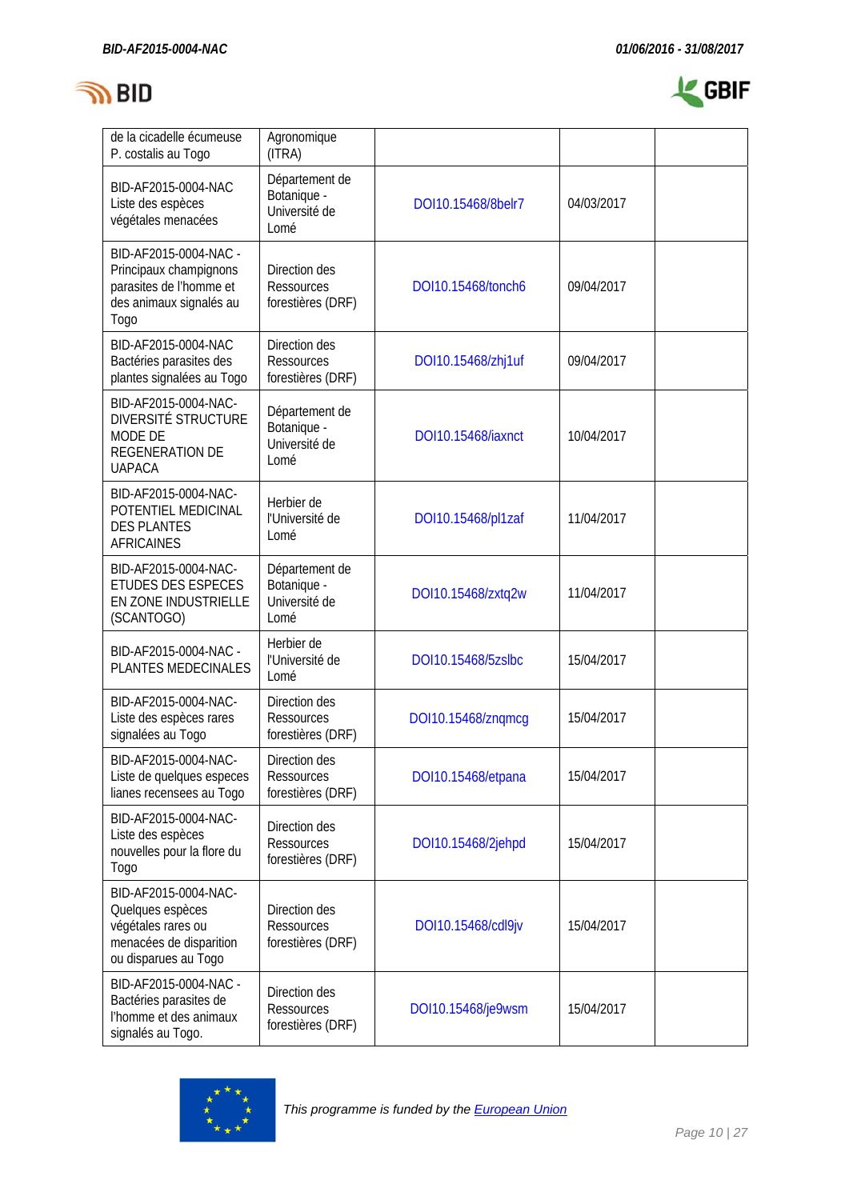| | | | | |
|---|---|---|---|---|
| de la cicadelle écumeuse P. costalis au Togo | Agronomique (ITRA) | | | |
| BID-AF2015-0004-NAC Liste des espèces végétales menacées | Département de Botanique - Université de Lomé | DOI10.15468/8belr7 | 04/03/2017 | |
| BID-AF2015-0004-NAC - Principaux champignons parasites de l'homme et des animaux signalés au Togo | Direction des Ressources forestières (DRF) | DOI10.15468/tonch6 | 09/04/2017 | |
| BID-AF2015-0004-NAC Bactéries parasites des plantes signalées au Togo | Direction des Ressources forestières (DRF) | DOI10.15468/zhj1uf | 09/04/2017 | |
| BID-AF2015-0004-NAC-DIVERSITÉ STRUCTURE MODE DE REGENERATION DE UAPACA | Département de Botanique - Université de Lomé | DOI10.15468/iaxnct | 10/04/2017 | |
| BID-AF2015-0004-NAC-POTENTIEL MEDICINAL DES PLANTES AFRICAINES | Herbier de l'Université de Lomé | DOI10.15468/pl1zaf | 11/04/2017 | |
| BID-AF2015-0004-NAC-ETUDES DES ESPECES EN ZONE INDUSTRIELLE (SCANTOGO) | Département de Botanique - Université de Lomé | DOI10.15468/zxtq2w | 11/04/2017 | |
| BID-AF2015-0004-NAC - PLANTES MEDECINALES | Herbier de l'Université de Lomé | DOI10.15468/5zslbc | 15/04/2017 | |
| BID-AF2015-0004-NAC-Liste des espèces rares signalées au Togo | Direction des Ressources forestières (DRF) | DOI10.15468/znqmcg | 15/04/2017 | |
| BID-AF2015-0004-NAC-Liste de quelques especes lianes recensees au Togo | Direction des Ressources forestières (DRF) | DOI10.15468/etpana | 15/04/2017 | |
| BID-AF2015-0004-NAC-Liste des espèces nouvelles pour la flore du Togo | Direction des Ressources forestières (DRF) | DOI10.15468/2jehpd | 15/04/2017 | |
| BID-AF2015-0004-NAC-Quelques espèces végétales rares ou menacées de disparition ou disparues au Togo | Direction des Ressources forestières (DRF) | DOI10.15468/cdl9jv | 15/04/2017 | |
| BID-AF2015-0004-NAC - Bactéries parasites de l'homme et des animaux signalés au Togo. | Direction des Ressources forestières (DRF) | DOI10.15468/je9wsm | 15/04/2017 | |

*This programme is funded by the European Union*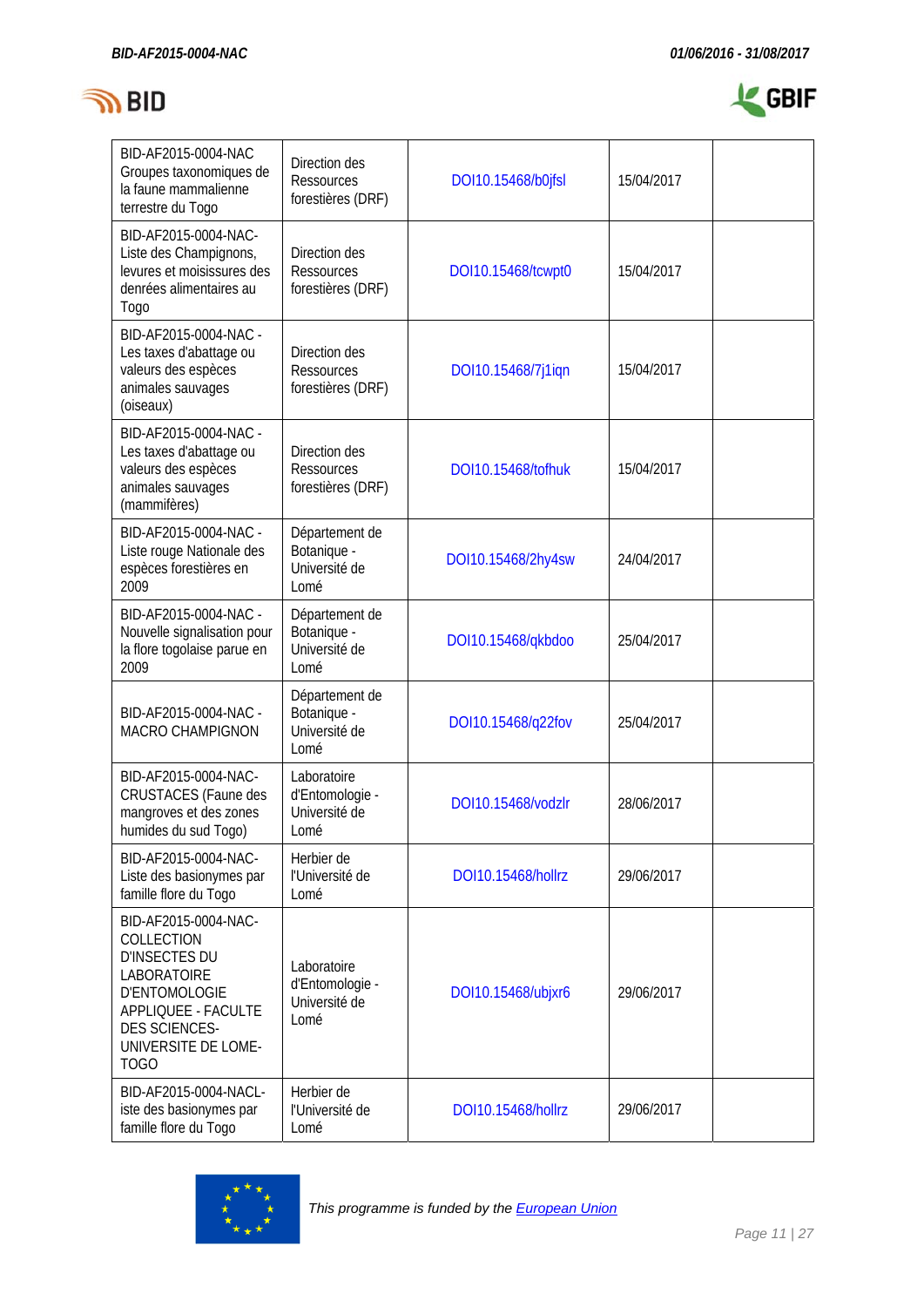| | | | | |
|---|---|---|---|---|
| BID-AF2015-0004-NAC Groupes taxonomiques de la faune mammalienne terrestre du Togo | Direction des Ressources forestières (DRF) | DOI10.15468/b0jfsl | 15/04/2017 | |
| BID-AF2015-0004-NAC- Liste des Champignons, levures et moisissures des denrées alimentaires au Togo | Direction des Ressources forestières (DRF) | DOI10.15468/tcwpt0 | 15/04/2017 | |
| BID-AF2015-0004-NAC - Les taxes d'abattage ou valeurs des espèces animales sauvages (oiseaux) | Direction des Ressources forestières (DRF) | DOI10.15468/7j1iqn | 15/04/2017 | |
| BID-AF2015-0004-NAC - Les taxes d'abattage ou valeurs des espèces animales sauvages (mammifères) | Direction des Ressources forestières (DRF) | DOI10.15468/tofhuk | 15/04/2017 | |
| BID-AF2015-0004-NAC - Liste rouge Nationale des espèces forestières en 2009 | Département de Botanique - Université de Lomé | DOI10.15468/2hy4sw | 24/04/2017 | |
| BID-AF2015-0004-NAC - Nouvelle signalisation pour la flore togolaise parue en 2009 | Département de Botanique - Université de Lomé | DOI10.15468/qkbdoo | 25/04/2017 | |
| BID-AF2015-0004-NAC - MACRO CHAMPIGNON | Département de Botanique - Université de Lomé | DOI10.15468/q22fov | 25/04/2017 | |
| BID-AF2015-0004-NAC- CRUSTACES (Faune des mangroves et des zones humides du sud Togo) | Laboratoire d'Entomologie - Université de Lomé | DOI10.15468/vodzlr | 28/06/2017 | |
| BID-AF2015-0004-NAC- Liste des basionymes par famille flore du Togo | Herbier de l'Université de Lomé | DOI10.15468/hollrz | 29/06/2017 | |
| BID-AF2015-0004-NAC- COLLECTION D'INSECTES DU LABORATOIRE D'ENTOMOLOGIE APPLIQUEE - FACULTE DES SCIENCES- UNIVERSITE DE LOME-TOGO | Laboratoire d'Entomologie - Université de Lomé | DOI10.15468/ubjxr6 | 29/06/2017 | |
| BID-AF2015-0004-NACL-iste des basionymes par famille flore du Togo | Herbier de l'Université de Lomé | DOI10.15468/hollrz | 29/06/2017 | |

*This programme is funded by the European Union*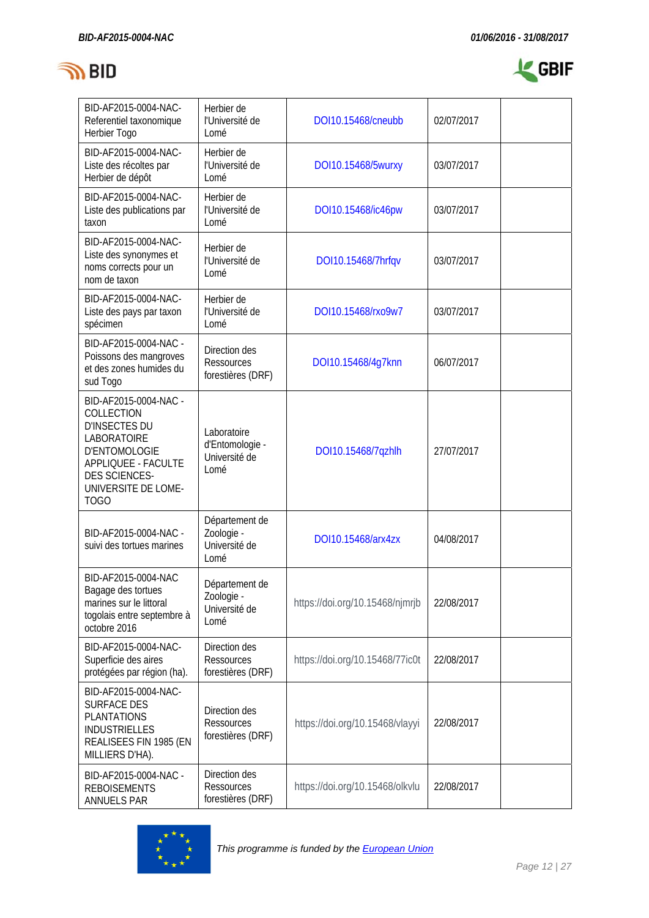| | | | | |
|---|---|---|---|---|
| BID-AF2015-0004-NAC-Referentiel taxonomique Herbier Togo | Herbier de l'Université de Lomé | DOI10.15468/cneubb | 02/07/2017 | |
| BID-AF2015-0004-NAC-Liste des récoltes par Herbier de dépôt | Herbier de l'Université de Lomé | DOI10.15468/5wurxy | 03/07/2017 | |
| BID-AF2015-0004-NAC-Liste des publications par taxon | Herbier de l'Université de Lomé | DOI10.15468/ic46pw | 03/07/2017 | |
| BID-AF2015-0004-NAC-Liste des synonymes et noms corrects pour un nom de taxon | Herbier de l'Université de Lomé | DOI10.15468/7hrfqv | 03/07/2017 | |
| BID-AF2015-0004-NAC-Liste des pays par taxon spécimen | Herbier de l'Université de Lomé | DOI10.15468/rxo9w7 | 03/07/2017 | |
| BID-AF2015-0004-NAC - Poissons des mangroves et des zones humides du sud Togo | Direction des Ressources forestières (DRF) | DOI10.15468/4g7knn | 06/07/2017 | |
| BID-AF2015-0004-NAC - COLLECTION D'INSECTES DU LABORATOIRE D'ENTOMOLOGIE APPLIQUEE - FACULTE DES SCIENCES-UNIVERSITE DE LOME-TOGO | Laboratoire d'Entomologie - Université de Lomé | DOI10.15468/7qzhlh | 27/07/2017 | |
| BID-AF2015-0004-NAC - suivi des tortues marines | Département de Zoologie - Université de Lomé | DOI10.15468/arx4zx | 04/08/2017 | |
| BID-AF2015-0004-NAC Bagage des tortues marines sur le littoral togolais entre septembre à octobre 2016 | Département de Zoologie - Université de Lomé | https://doi.org/10.15468/njmrjb | 22/08/2017 | |
| BID-AF2015-0004-NAC-Superficie des aires protégées par région (ha). | Direction des Ressources forestières (DRF) | https://doi.org/10.15468/77ic0t | 22/08/2017 | |
| BID-AF2015-0004-NAC-SURFACE DES PLANTATIONS INDUSTRIELLES REALISEES FIN 1985 (EN MILLIERS D'HA). | Direction des Ressources forestières (DRF) | https://doi.org/10.15468/vlayyi | 22/08/2017 | |
| BID-AF2015-0004-NAC - REBOISEMENTS ANNUELS PAR | Direction des Ressources forestières (DRF) | https://doi.org/10.15468/olkvlu | 22/08/2017 | |

*This programme is funded by the European Union*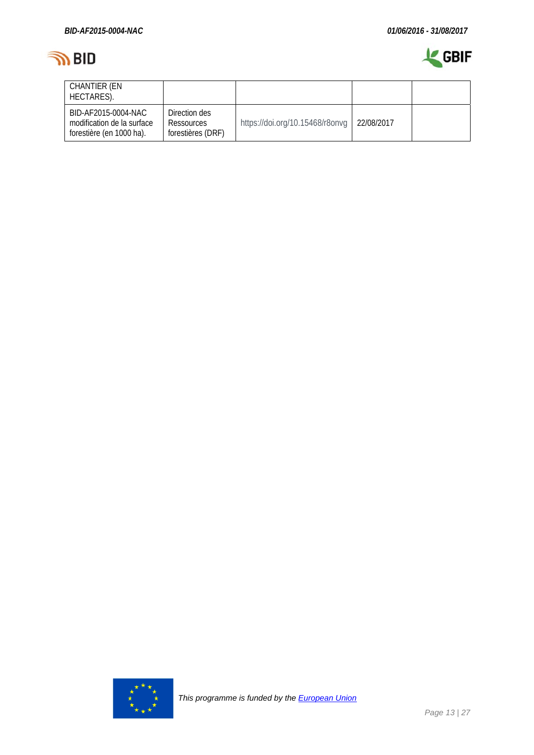| CHANTIER (EN HECTARES). | | | | |
|---|---|---|---|---|
| BID-AF2015-0004-NAC modification de la surface forestière (en 1000 ha). | Direction des Ressources forestières (DRF) | https://doi.org/10.15468/r8onvg | 22/08/2017 | |

This programme is funded by the European Union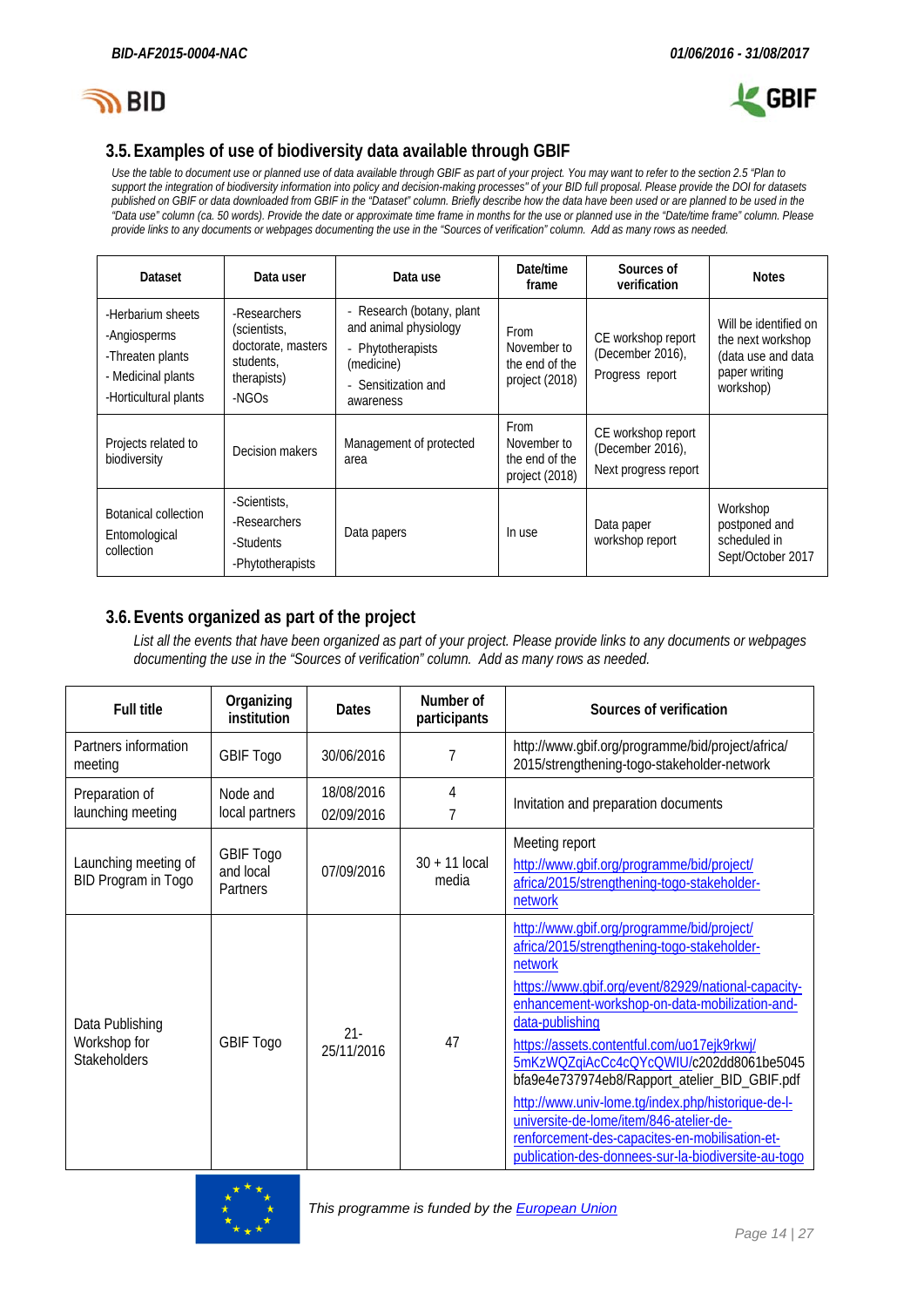## 3.5. Examples of use of biodiversity data available through GBIF

*Use the table to document use or planned use of data available through GBIF as part of your project. You may want to refer to the section 2.5 "Plan to support the integration of biodiversity information into policy and decision-making processes" of your BID full proposal. Please provide the DOI for datasets published on GBIF or data downloaded from GBIF in the "Dataset" column. Briefly describe how the data have been used or are planned to be used in the "Data use" column (ca. 50 words). Provide the date or approximate time frame in months for the use or planned use in the "Date/time frame" column. Please provide links to any documents or webpages documenting the use in the "Sources of verification" column. Add as many rows as needed.*

| Dataset | Data user | Data use | Date/time frame | Sources of verification | Notes |
|---|---|---|---|---|---|
| -Herbarium sheets<br>-Angiosperms<br>-Threaten plants<br>- Medicinal plants<br>-Horticultural plants | -Researchers (scientists, doctorate, masters students, therapists)<br>-NGOs | - Research (botany, plant and animal physiology<br>- Phytotherapists (medicine)<br>- Sensitization and awareness | From November to the end of the project (2018) | CE workshop report (December 2016),<br>Progress report | Will be identified on the next workshop (data use and data paper writing workshop) |
| Projects related to biodiversity | Decision makers | Management of protected area | From November to the end of the project (2018) | CE workshop report (December 2016),<br>Next progress report | |
| Botanical collection<br>Entomological collection | -Scientists,<br>-Researchers<br>-Students<br>-Phytotherapists | Data papers | In use | Data paper workshop report | Workshop postponed and scheduled in Sept/October 2017 |

## 3.6. Events organized as part of the project

*List all the events that have been organized as part of your project. Please provide links to any documents or webpages documenting the use in the "Sources of verification" column. Add as many rows as needed.*

| Full title | Organizing institution | Dates | Number of participants | Sources of verification |
|---|---|---|---|---|
| Partners information meeting | GBIF Togo | 30/06/2016 | 7 | http://www.gbif.org/programme/bid/project/africa/2015/strengthening-togo-stakeholder-network |
| Preparation of launching meeting | Node and local partners | 18/08/2016<br>02/09/2016 | 4<br>7 | Invitation and preparation documents |
| Launching meeting of BID Program in Togo | GBIF Togo and local Partners | 07/09/2016 | 30 + 11 local media | Meeting report<br>http://www.gbif.org/programme/bid/project/africa/2015/strengthening-togo-stakeholder-network |
| Data Publishing Workshop for Stakeholders | GBIF Togo | 21-25/11/2016 | 47 | http://www.gbif.org/programme/bid/project/africa/2015/strengthening-togo-stakeholder-network<br>https://www.gbif.org/event/82929/national-capacity-enhancement-workshop-on-data-mobilization-and-data-publishing<br>https://assets.contentful.com/uo17ejk9rkwj/5mKzWQZqiAcCc4cQYcQWIU/c202dd8061be5045bfa9e4e737974eb8/Rapport_atelier_BID_GBIF.pdf<br>http://www.univ-lome.tg/index.php/historique-de-l-universite-de-lome/item/846-atelier-de-renforcement-des-capacites-en-mobilisation-et-publication-des-donnees-sur-la-biodiversite-au-togo |

*This programme is funded by the European Union*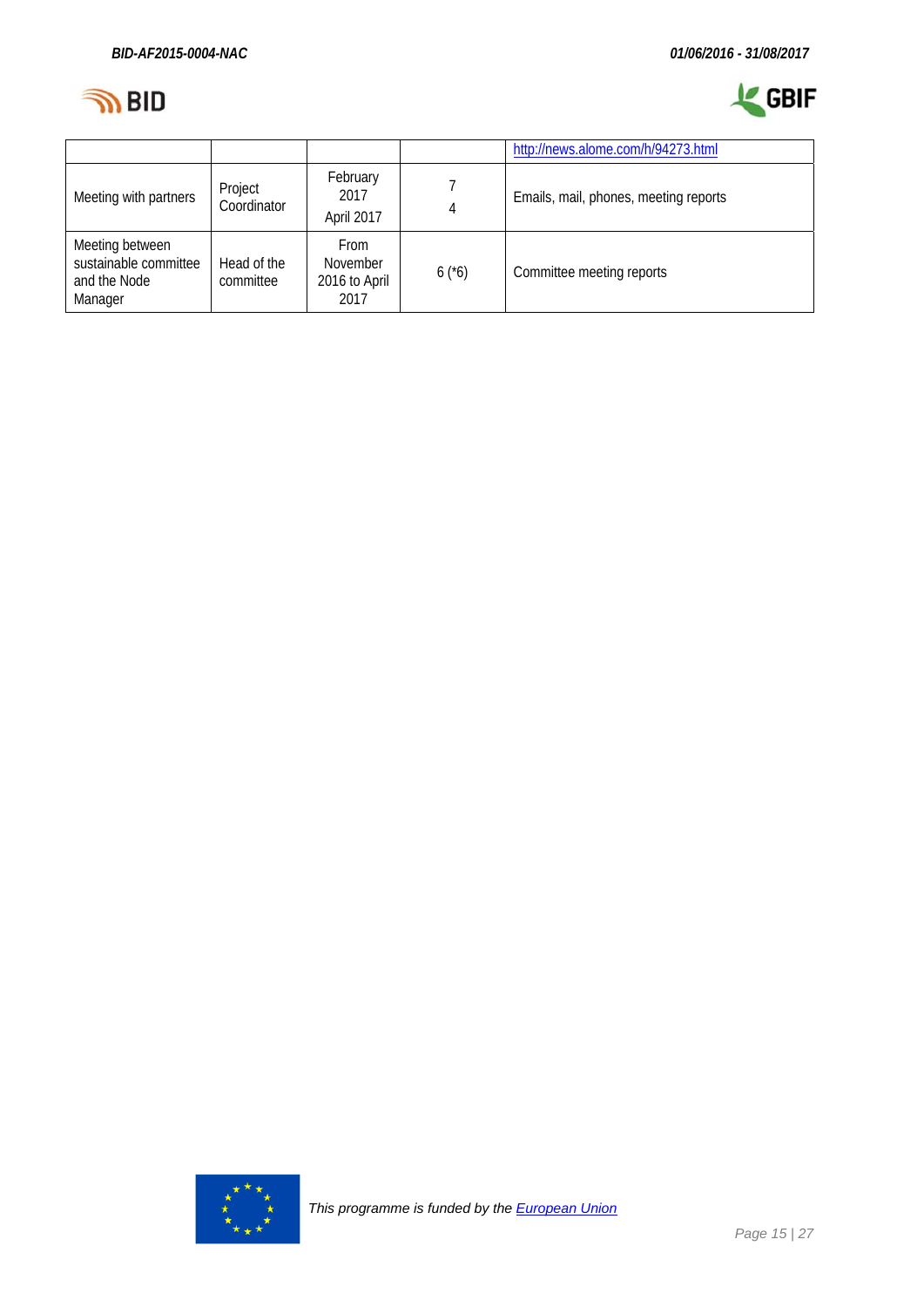| | | | | |
|---|---|---|---|---|
| | | | | http://news.alome.com/h/94273.html |
| Meeting with partners | Project Coordinator | February 2017<br>April 2017 | 7<br>4 | Emails, mail, phones, meeting reports |
| Meeting between sustainable committee and the Node Manager | Head of the committee | From November 2016 to April 2017 | 6 (*6) | Committee meeting reports |

This programme is funded by the European Union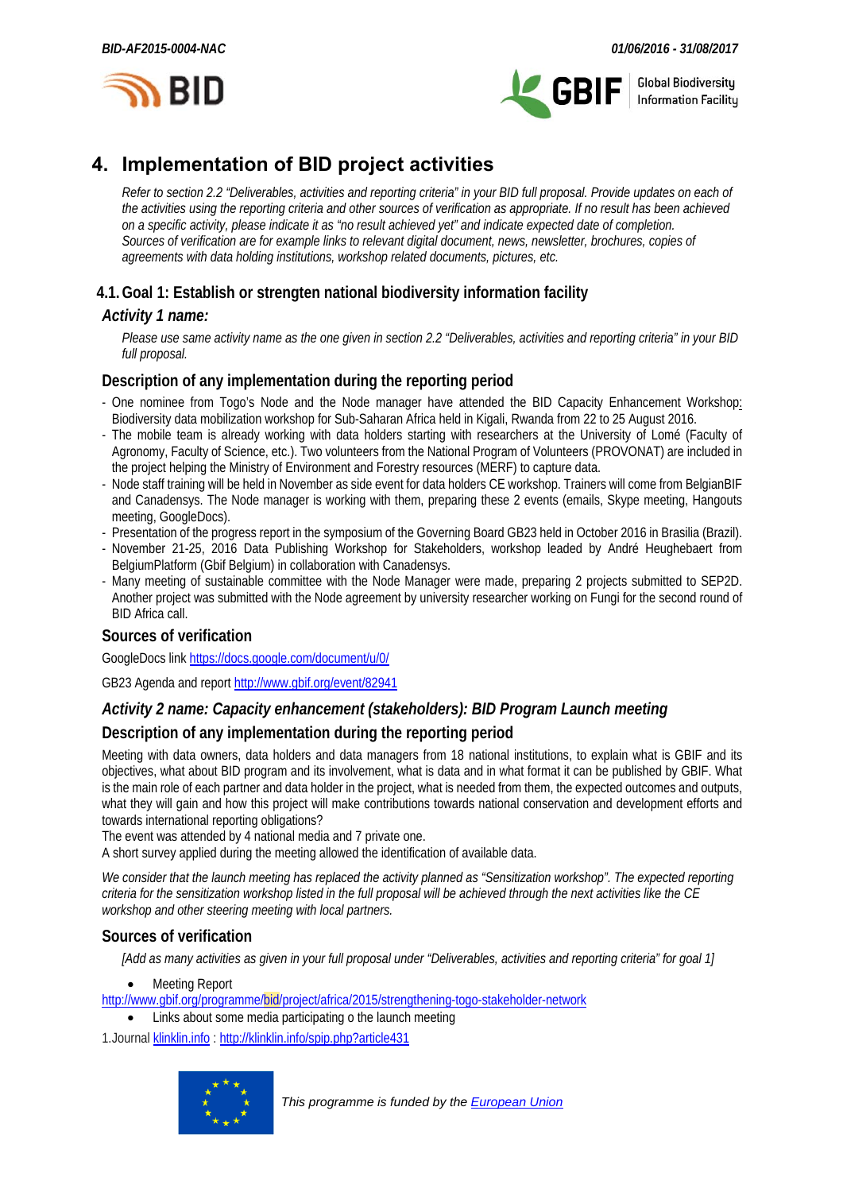## 4. Implementation of BID project activities

*Refer to section 2.2 "Deliverables, activities and reporting criteria" in your BID full proposal. Provide updates on each of the activities using the reporting criteria and other sources of verification as appropriate. If no result has been achieved on a specific activity, please indicate it as "no result achieved yet" and indicate expected date of completion. Sources of verification are for example links to relevant digital document, news, newsletter, brochures, copies of agreements with data holding institutions, workshop related documents, pictures, etc.*

### 4.1. Goal 1: Establish or strengten national biodiversity information facility

#### *Activity 1 name:*

*Please use same activity name as the one given in section 2.2 "Deliverables, activities and reporting criteria" in your BID full proposal.*

#### Description of any implementation during the reporting period

- One nominee from Togo's Node and the Node manager have attended the BID Capacity Enhancement Workshop: Biodiversity data mobilization workshop for Sub-Saharan Africa held in Kigali, Rwanda from 22 to 25 August 2016.
- The mobile team is already working with data holders starting with researchers at the University of Lomé (Faculty of Agronomy, Faculty of Science, etc.). Two volunteers from the National Program of Volunteers (PROVONAT) are included in the project helping the Ministry of Environment and Forestry resources (MERF) to capture data.
- Node staff training will be held in November as side event for data holders CE workshop. Trainers will come from BelgianBIF and Canadensys. The Node manager is working with them, preparing these 2 events (emails, Skype meeting, Hangouts meeting, GoogleDocs).
- Presentation of the progress report in the symposium of the Governing Board GB23 held in October 2016 in Brasilia (Brazil).
- November 21-25, 2016 Data Publishing Workshop for Stakeholders, workshop leaded by André Heughebaert from BelgiumPlatform (Gbif Belgium) in collaboration with Canadensys.
- Many meeting of sustainable committee with the Node Manager were made, preparing 2 projects submitted to SEP2D. Another project was submitted with the Node agreement by university researcher working on Fungi for the second round of BID Africa call.

#### Sources of verification

GoogleDocs link https://docs.google.com/document/u/0/

GB23 Agenda and report http://www.gbif.org/event/82941

#### *Activity 2 name: Capacity enhancement (stakeholders): BID Program Launch meeting*

#### Description of any implementation during the reporting period

Meeting with data owners, data holders and data managers from 18 national institutions, to explain what is GBIF and its objectives, what about BID program and its involvement, what is data and in what format it can be published by GBIF. What is the main role of each partner and data holder in the project, what is needed from them, the expected outcomes and outputs, what they will gain and how this project will make contributions towards national conservation and development efforts and towards international reporting obligations?

The event was attended by 4 national media and 7 private one.

A short survey applied during the meeting allowed the identification of available data.

*We consider that the launch meeting has replaced the activity planned as "Sensitization workshop". The expected reporting criteria for the sensitization workshop listed in the full proposal will be achieved through the next activities like the CE workshop and other steering meeting with local partners.*

#### Sources of verification

*[Add as many activities as given in your full proposal under "Deliverables, activities and reporting criteria" for goal 1]*

- Meeting Report

http://www.gbif.org/programme/bid/project/africa/2015/strengthening-togo-stakeholder-network

- Links about some media participating o the launch meeting

1.Journal klinklin.info : http://klinklin.info/spip.php?article431

*This programme is funded by the European Union*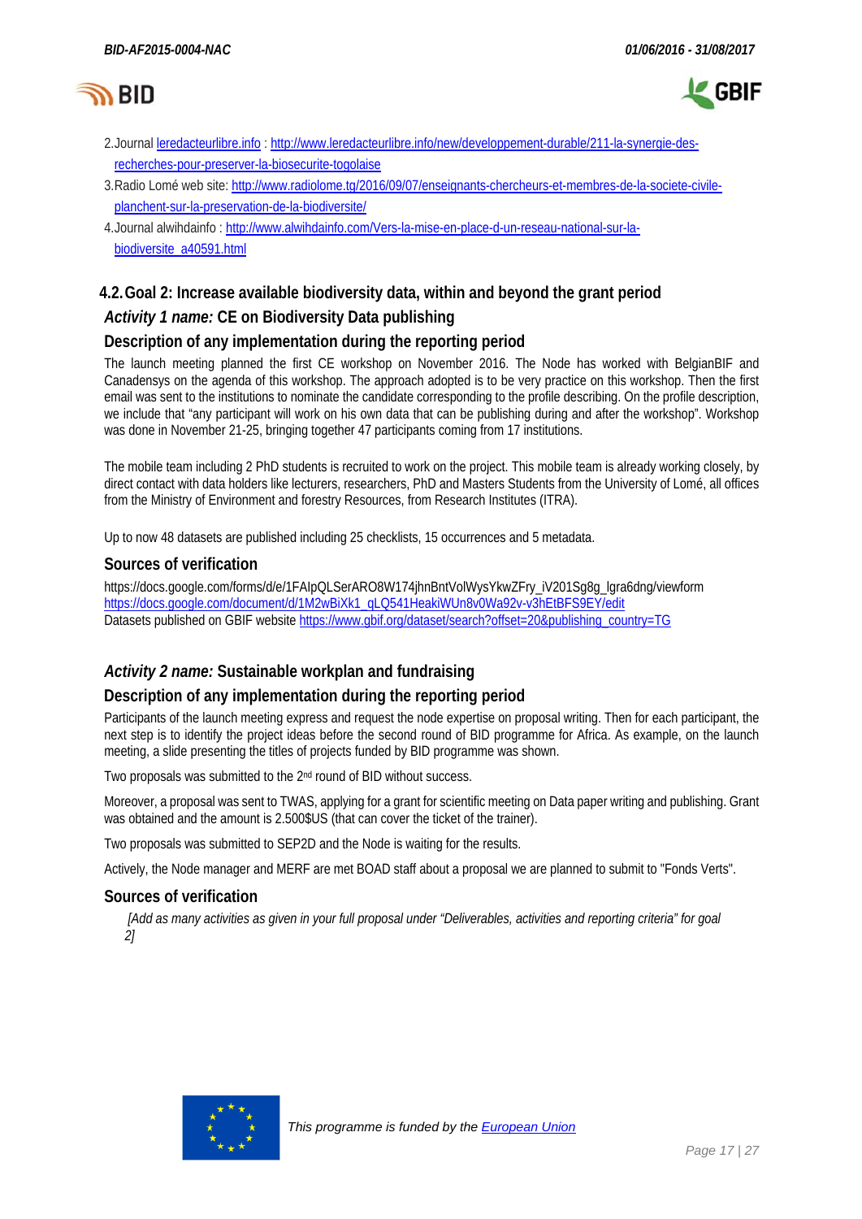2. Journal leredacteurlibre.info : http://www.leredacteurlibre.info/new/developpement-durable/211-la-synergie-des-recherches-pour-preserver-la-biosecurite-togolaise
3. Radio Lomé web site: http://www.radiolome.tg/2016/09/07/enseignants-chercheurs-et-membres-de-la-societe-civile-planchent-sur-la-preservation-de-la-biodiversite/
4. Journal alwihdainfo : http://www.alwihdainfo.com/Vers-la-mise-en-place-d-un-reseau-national-sur-la-biodiversite_a40591.html

## 4.2. Goal 2: Increase available biodiversity data, within and beyond the grant period

### *Activity 1 name:* CE on Biodiversity Data publishing

### Description of any implementation during the reporting period

The launch meeting planned the first CE workshop on November 2016. The Node has worked with BelgianBIF and Canadensys on the agenda of this workshop. The approach adopted is to be very practice on this workshop. Then the first email was sent to the institutions to nominate the candidate corresponding to the profile describing. On the profile description, we include that "any participant will work on his own data that can be publishing during and after the workshop". Workshop was done in November 21-25, bringing together 47 participants coming from 17 institutions.

The mobile team including 2 PhD students is recruited to work on the project. This mobile team is already working closely, by direct contact with data holders like lecturers, researchers, PhD and Masters Students from the University of Lomé, all offices from the Ministry of Environment and forestry Resources, from Research Institutes (ITRA).

Up to now 48 datasets are published including 25 checklists, 15 occurrences and 5 metadata.

### Sources of verification

https://docs.google.com/forms/d/e/1FAIpQLSerARO8W174jhnBntVolWysYkwZFry_iV201Sg8g_lgra6dng/viewform
https://docs.google.com/document/d/1M2wBiXk1_qLQ541HeakiWUn8v0Wa92v-v3hEtBFS9EY/edit
Datasets published on GBIF website https://www.gbif.org/dataset/search?offset=20&publishing_country=TG

### *Activity 2 name:* Sustainable workplan and fundraising

### Description of any implementation during the reporting period

Participants of the launch meeting express and request the node expertise on proposal writing. Then for each participant, the next step is to identify the project ideas before the second round of BID programme for Africa. As example, on the launch meeting, a slide presenting the titles of projects funded by BID programme was shown.

Two proposals was submitted to the 2nd round of BID without success.

Moreover, a proposal was sent to TWAS, applying for a grant for scientific meeting on Data paper writing and publishing. Grant was obtained and the amount is 2.500$US (that can cover the ticket of the trainer).

Two proposals was submitted to SEP2D and the Node is waiting for the results.

Actively, the Node manager and MERF are met BOAD staff about a proposal we are planned to submit to "Fonds Verts".

### Sources of verification

*[Add as many activities as given in your full proposal under "Deliverables, activities and reporting criteria" for goal 2]*

*This programme is funded by the European Union*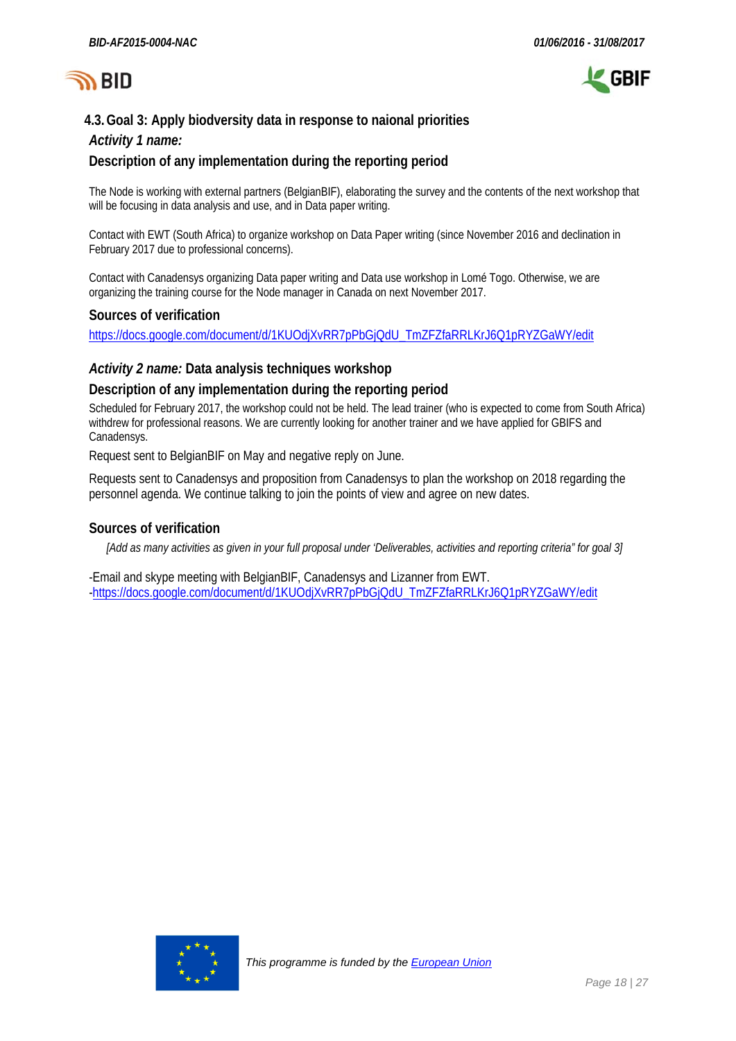## 4.3. Goal 3: Apply biodversity data in response to naional priorities

### *Activity 1 name:*

### Description of any implementation during the reporting period

The Node is working with external partners (BelgianBIF), elaborating the survey and the contents of the next workshop that will be focusing in data analysis and use, and in Data paper writing.

Contact with EWT (South Africa) to organize workshop on Data Paper writing (since November 2016 and declination in February 2017 due to professional concerns).

Contact with Canadensys organizing Data paper writing and Data use workshop in Lomé Togo. Otherwise, we are organizing the training course for the Node manager in Canada on next November 2017.

### Sources of verification

https://docs.google.com/document/d/1KUOdjXvRR7pPbGjQdU_TmZFZfaRRLKrJ6Q1pRYZGaWY/edit

### *Activity 2 name:* Data analysis techniques workshop

### Description of any implementation during the reporting period

Scheduled for February 2017, the workshop could not be held. The lead trainer (who is expected to come from South Africa) withdrew for professional reasons. We are currently looking for another trainer and we have applied for GBIFS and Canadensys.

Request sent to BelgianBIF on May and negative reply on June.

Requests sent to Canadensys and proposition from Canadensys to plan the workshop on 2018 regarding the personnel agenda. We continue talking to join the points of view and agree on new dates.

### Sources of verification

*[Add as many activities as given in your full proposal under 'Deliverables, activities and reporting criteria" for goal 3]*

-Email and skype meeting with BelgianBIF, Canadensys and Lizanner from EWT.
-https://docs.google.com/document/d/1KUOdjXvRR7pPbGjQdU_TmZFZfaRRLKrJ6Q1pRYZGaWY/edit

*This programme is funded by the European Union*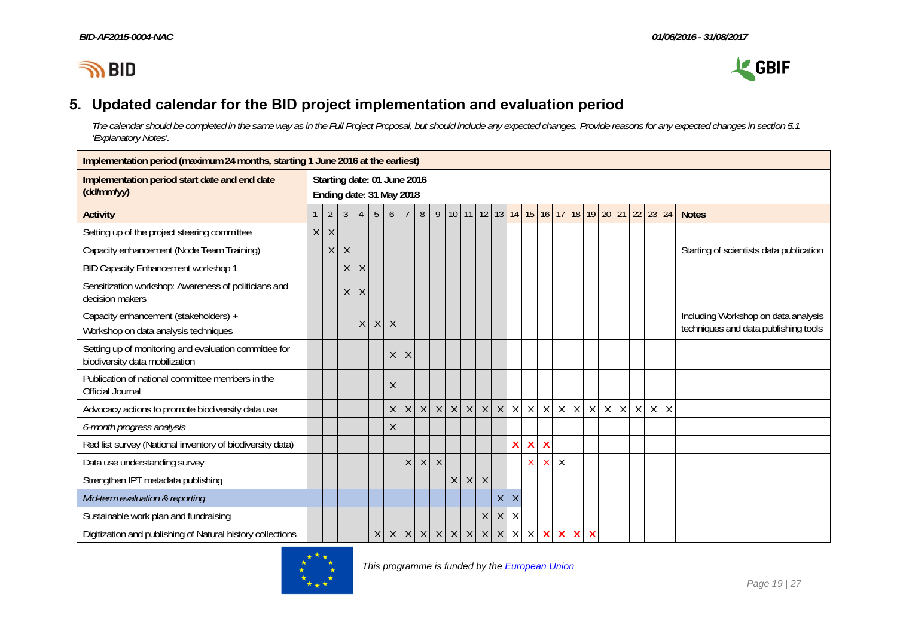## 5. Updated calendar for the BID project implementation and evaluation period

*The calendar should be completed in the same way as in the Full Project Proposal, but should include any expected changes. Provide reasons for any expected changes in section 5.1 'Explanatory Notes'.*

| Implementation period (maximum 24 months, starting 1 June 2016 at the earliest) | | | | | | | | | | | | | | | | | | | | | | | | | |
|---|---|---|---|---|---|---|---|---|---|---|---|---|---|---|---|---|---|---|---|---|---|---|---|---|---|
| **Implementation period start date and end date (dd/mm/yy)** | **Starting date: 01 June 2016**<br>**Ending date: 31 May 2018** | | | | | | | | | | | | | | | | | | | | | | | | |
| **Activity** | 1 | 2 | 3 | 4 | 5 | 6 | 7 | 8 | 9 | 10 | 11 | 12 | 13 | 14 | 15 | 16 | 17 | 18 | 19 | 20 | 21 | 22 | 23 | 24 | **Notes** |
| Setting up of the project steering committee | X | X | | | | | | | | | | | | | | | | | | | | | | | |
| Capacity enhancement (Node Team Training) | | X | X | | | | | | | | | | | | | | | | | | | | | | Starting of scientists data publication |
| BID Capacity Enhancement workshop 1 | | | X | X | | | | | | | | | | | | | | | | | | | | | |
| Sensitization workshop: Awareness of politicians and decision makers | | | X | X | | | | | | | | | | | | | | | | | | | | | |
| Capacity enhancement (stakeholders) + Workshop on data analysis techniques | | | | X | X | X | | | | | | | | | | | | | | | | | | | Including Workshop on data analysis techniques and data publishing tools |
| Setting up of monitoring and evaluation committee for biodiversity data mobilization | | | | | | X | X | | | | | | | | | | | | | | | | | | |
| Publication of national committee members in the Official Journal | | | | | | X | | | | | | | | | | | | | | | | | | | |
| Advocacy actions to promote biodiversity data use | | | | | | X | X | X | X | X | X | X | X | X | X | X | X | X | X | X | X | X | X | X | |
| *6-month progress analysis* | | | | | | X | | | | | | | | | | | | | | | | | | | |
| Red list survey (National inventory of biodiversity data) | | | | | | | | | | | | | | X | X | X | | | | | | | | | |
| Data use understanding survey | | | | | | | X | X | X | | | | | | X | X | X | | | | | | | | |
| Strengthen IPT metadata publishing | | | | | | | | | | X | X | X | | | | | | | | | | | | | |
| *Mid-term evaluation & reporting* | | | | | | | | | | | | | X | X | | | | | | | | | | | |
| Sustainable work plan and fundraising | | | | | | | | | | | | X | X | X | | | | | | | | | | | |
| Digitization and publishing of Natural history collections | | | | | X | X | X | X | X | X | X | X | X | X | X | X | X | X | X | | | | | | |

*This programme is funded by the European Union*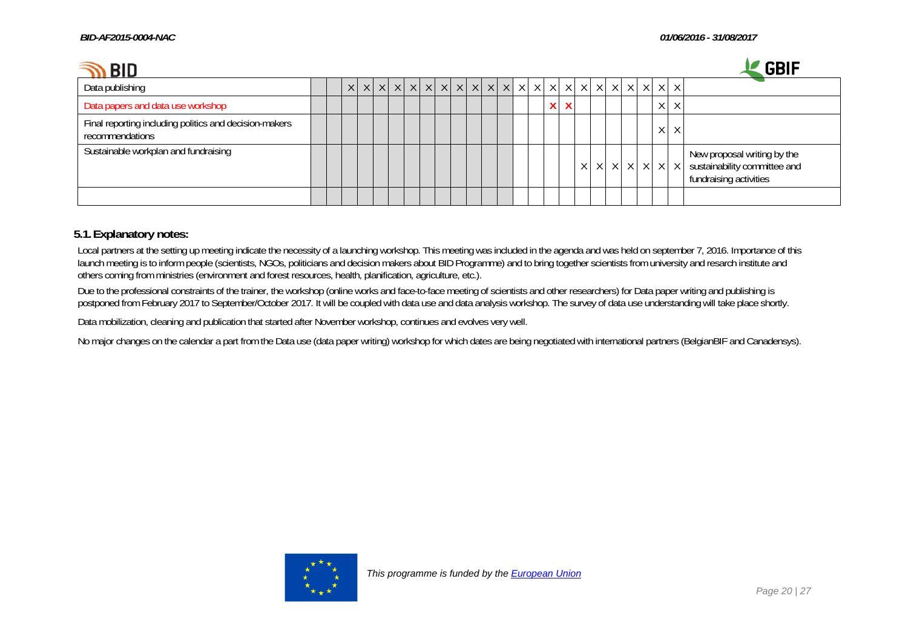| | | | | | | | | | | | | | | | | | | | | | | | | | |
|---|---|---|---|---|---|---|---|---|---|---|---|---|---|---|---|---|---|---|---|---|---|---|---|---|---|
| Data publishing | | | X | X | X | X | X | X | X | X | X | X | X | X | X | X | X | X | X | X | X | X | X | X | |
| Data papers and data use workshop | | | | | | | | | | | | | | | | X | X | | | | | | X | X | |
| Final reporting including politics and decision-makers recommendations | | | | | | | | | | | | | | | | | | | | | | | X | X | |
| Sustainable workplan and fundraising | | | | | | | | | | | | | | | | | | X | X | X | X | X | X | X | New proposal writing by the sustainability committee and fundraising activities |
| | | | | | | | | | | | | | | | | | | | | | | | | | |

### 5.1. Explanatory notes:

Local partners at the setting up meeting indicate the necessity of a launching workshop. This meeting was included in the agenda and was held on september 7, 2016. Importance of this launch meeting is to inform people (scientists, NGOs, politicians and decision makers about BID Programme) and to bring together scientists from university and resarch institute and others coming from ministries (environment and forest resources, health, planification, agriculture, etc.).

Due to the professional constraints of the trainer, the workshop (online works and face-to-face meeting of scientists and other researchers) for Data paper writing and publishing is postponed from February 2017 to September/October 2017. It will be coupled with data use and data analysis workshop. The survey of data use understanding will take place shortly.

Data mobilization, cleaning and publication that started after November workshop, continues and evolves very well.

No major changes on the calendar a part from the Data use (data paper writing) workshop for which dates are being negotiated with international partners (BelgianBIF and Canadensys).

*This programme is funded by the European Union*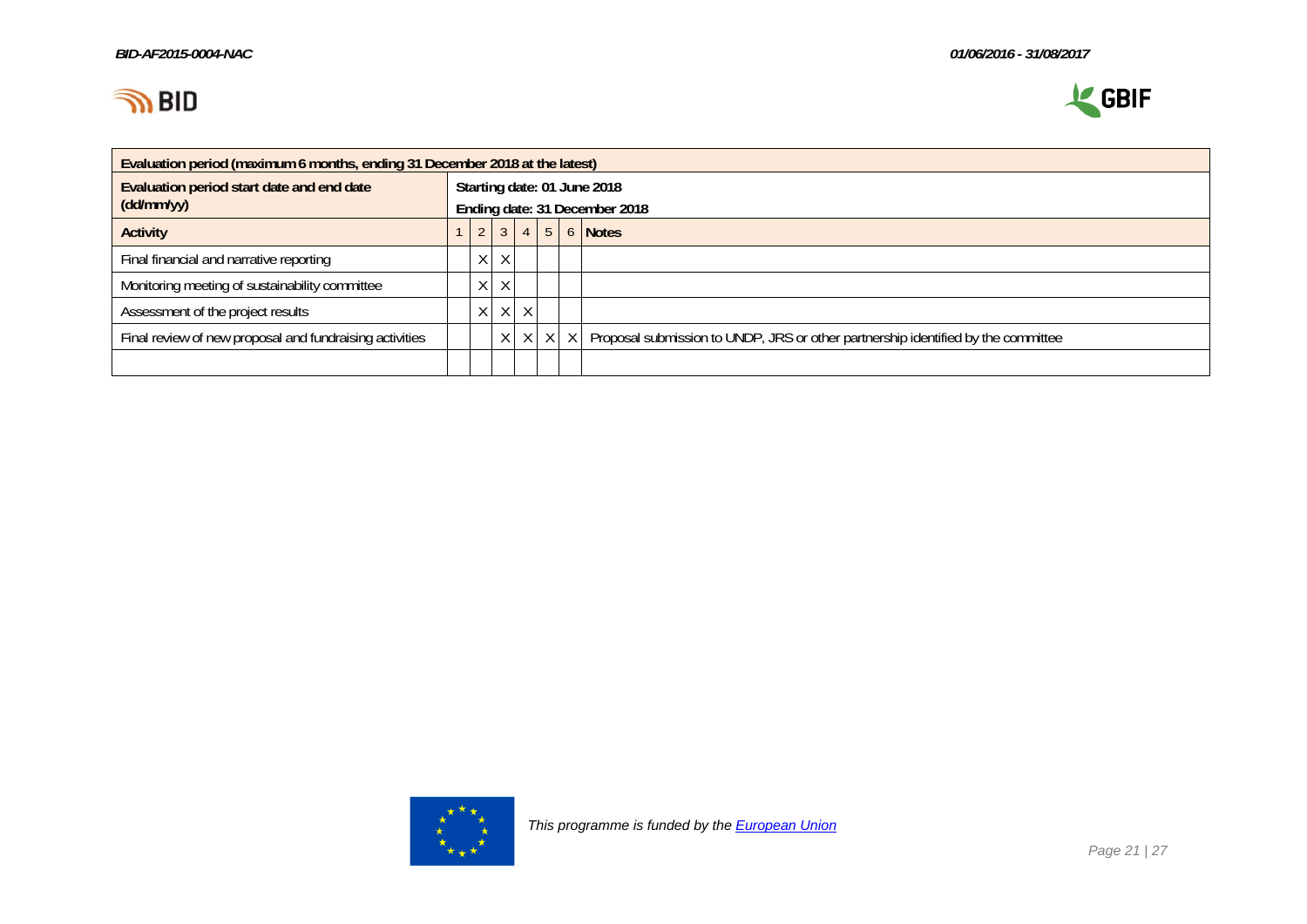| Evaluation period (maximum 6 months, ending 31 December 2018 at the latest) | | | | | | | |
|---|---|---|---|---|---|---|---|
| Evaluation period start date and end date (dd/mm/yy) | Starting date: 01 June 2018<br>Ending date: 31 December 2018 | | | | | | |
| **Activity** | 1 | 2 | 3 | 4 | 5 | 6 | **Notes** |
| Final financial and narrative reporting | | X | X | | | | |
| Monitoring meeting of sustainability committee | | X | X | | | | |
| Assessment of the project results | | X | X | X | | | |
| Final review of new proposal and fundraising activities | | | X | X | X | X | Proposal submission to UNDP, JRS or other partnership identified by the committee |
| | | | | | | | |

*This programme is funded by the European Union*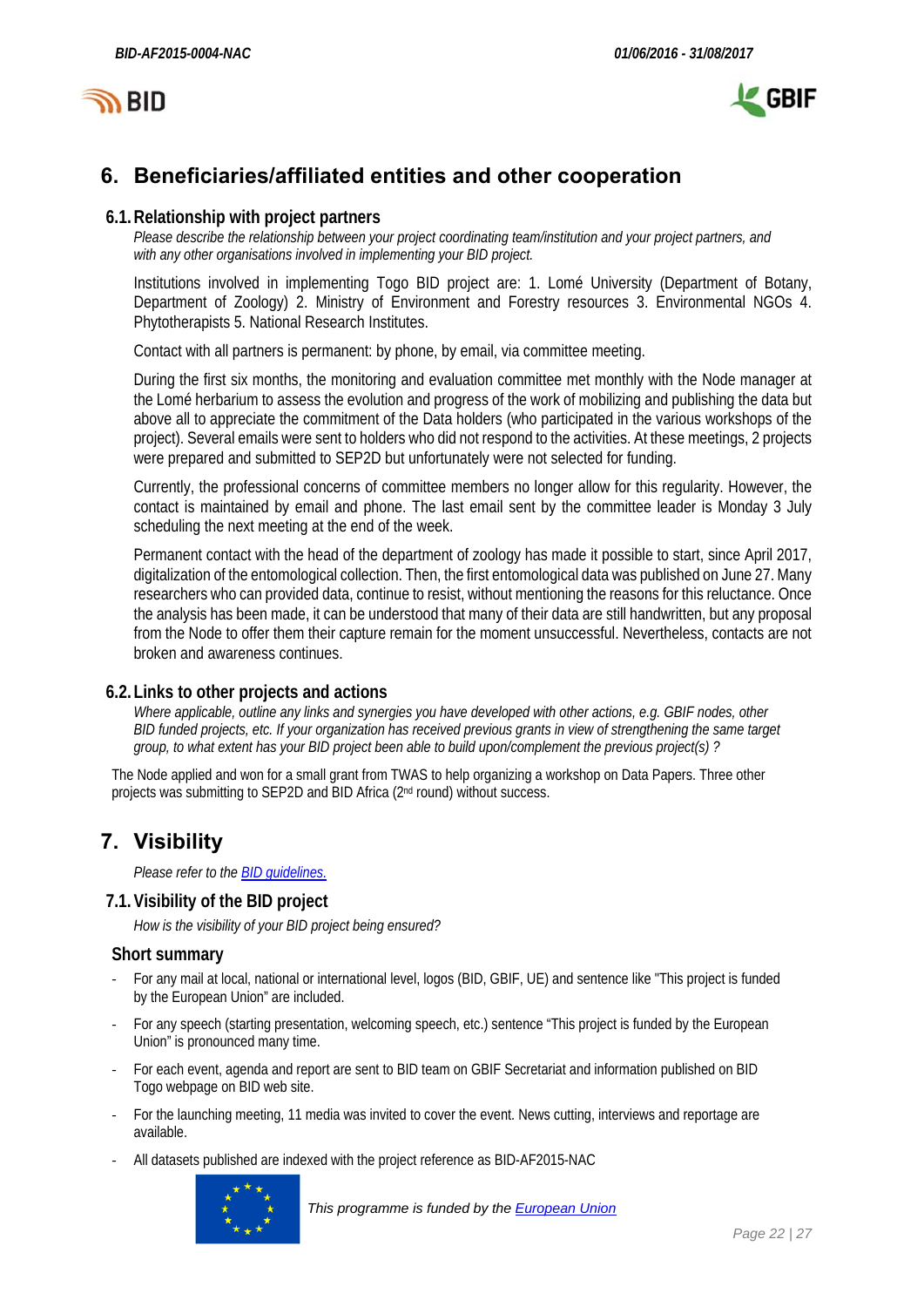## 6. Beneficiaries/affiliated entities and other cooperation

### 6.1. Relationship with project partners

*Please describe the relationship between your project coordinating team/institution and your project partners, and with any other organisations involved in implementing your BID project.*

Institutions involved in implementing Togo BID project are: 1. Lomé University (Department of Botany, Department of Zoology) 2. Ministry of Environment and Forestry resources 3. Environmental NGOs 4. Phytotherapists 5. National Research Institutes.

Contact with all partners is permanent: by phone, by email, via committee meeting.

During the first six months, the monitoring and evaluation committee met monthly with the Node manager at the Lomé herbarium to assess the evolution and progress of the work of mobilizing and publishing the data but above all to appreciate the commitment of the Data holders (who participated in the various workshops of the project). Several emails were sent to holders who did not respond to the activities. At these meetings, 2 projects were prepared and submitted to SEP2D but unfortunately were not selected for funding.

Currently, the professional concerns of committee members no longer allow for this regularity. However, the contact is maintained by email and phone. The last email sent by the committee leader is Monday 3 July scheduling the next meeting at the end of the week.

Permanent contact with the head of the department of zoology has made it possible to start, since April 2017, digitalization of the entomological collection. Then, the first entomological data was published on June 27. Many researchers who can provided data, continue to resist, without mentioning the reasons for this reluctance. Once the analysis has been made, it can be understood that many of their data are still handwritten, but any proposal from the Node to offer them their capture remain for the moment unsuccessful. Nevertheless, contacts are not broken and awareness continues.

### 6.2. Links to other projects and actions

*Where applicable, outline any links and synergies you have developed with other actions, e.g. GBIF nodes, other BID funded projects, etc. If your organization has received previous grants in view of strengthening the same target group, to what extent has your BID project been able to build upon/complement the previous project(s) ?*

The Node applied and won for a small grant from TWAS to help organizing a workshop on Data Papers. Three other projects was submitting to SEP2D and BID Africa (2nd round) without success.

## 7. Visibility

*Please refer to the BID guidelines.*

### 7.1. Visibility of the BID project

*How is the visibility of your BID project being ensured?*

#### Short summary

- For any mail at local, national or international level, logos (BID, GBIF, UE) and sentence like "This project is funded by the European Union" are included.
- For any speech (starting presentation, welcoming speech, etc.) sentence "This project is funded by the European Union" is pronounced many time.
- For each event, agenda and report are sent to BID team on GBIF Secretariat and information published on BID Togo webpage on BID web site.
- For the launching meeting, 11 media was invited to cover the event. News cutting, interviews and reportage are available.
- All datasets published are indexed with the project reference as BID-AF2015-NAC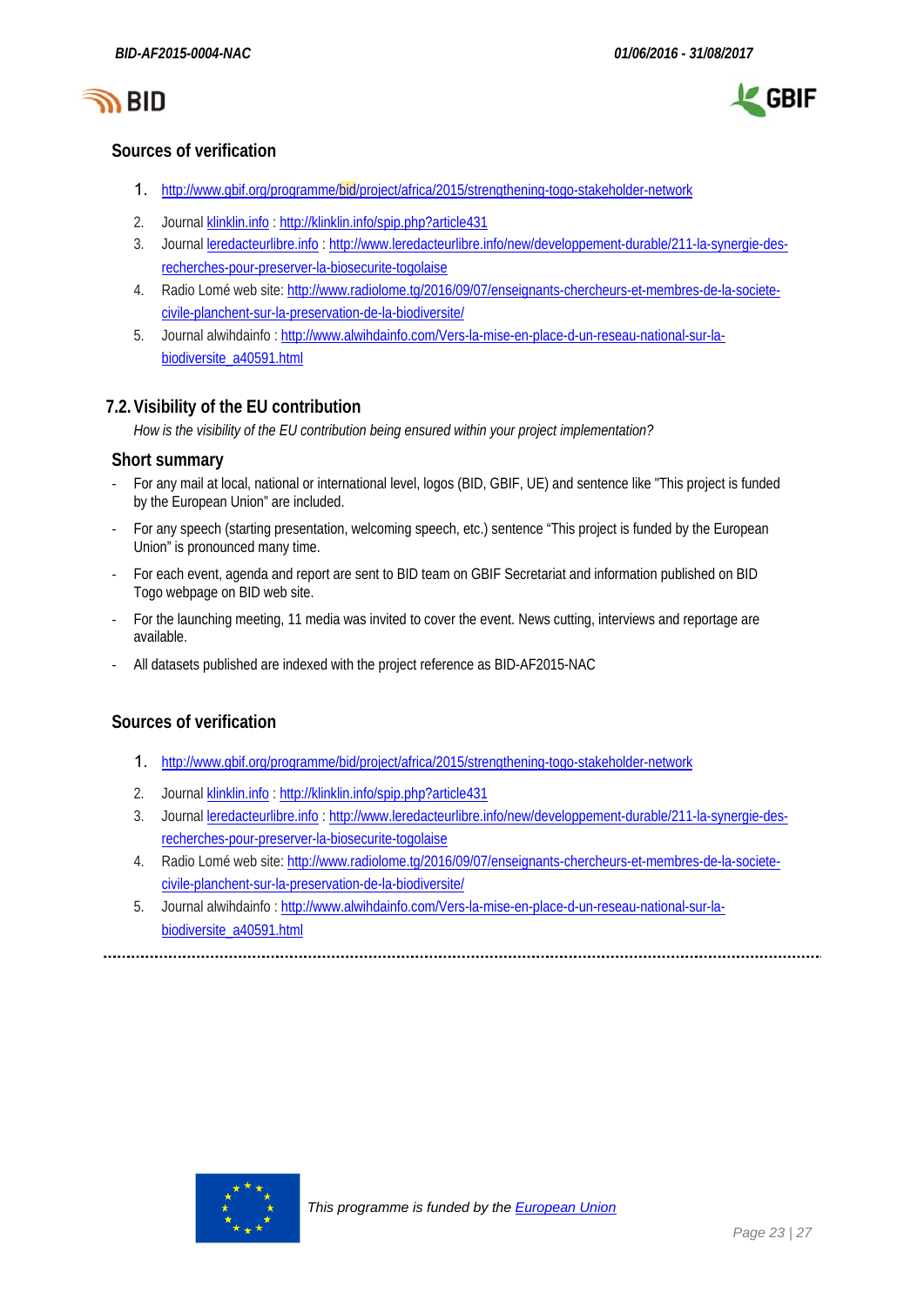### Sources of verification

1. http://www.gbif.org/programme/bid/project/africa/2015/strengthening-togo-stakeholder-network
2. Journal klinklin.info : http://klinklin.info/spip.php?article431
3. Journal leredacteurlibre.info : http://www.leredacteurlibre.info/new/developpement-durable/211-la-synergie-des-recherches-pour-preserver-la-biosecurite-togolaise
4. Radio Lomé web site: http://www.radiolome.tg/2016/09/07/enseignants-chercheurs-et-membres-de-la-societe-civile-planchent-sur-la-preservation-de-la-biodiversite/
5. Journal alwihdainfo : http://www.alwihdainfo.com/Vers-la-mise-en-place-d-un-reseau-national-sur-la-biodiversite_a40591.html

## 7.2. Visibility of the EU contribution

*How is the visibility of the EU contribution being ensured within your project implementation?*

### Short summary

- For any mail at local, national or international level, logos (BID, GBIF, UE) and sentence like "This project is funded by the European Union" are included.
- For any speech (starting presentation, welcoming speech, etc.) sentence "This project is funded by the European Union" is pronounced many time.
- For each event, agenda and report are sent to BID team on GBIF Secretariat and information published on BID Togo webpage on BID web site.
- For the launching meeting, 11 media was invited to cover the event. News cutting, interviews and reportage are available.
- All datasets published are indexed with the project reference as BID-AF2015-NAC

### Sources of verification

1. http://www.gbif.org/programme/bid/project/africa/2015/strengthening-togo-stakeholder-network
2. Journal klinklin.info : http://klinklin.info/spip.php?article431
3. Journal leredacteurlibre.info : http://www.leredacteurlibre.info/new/developpement-durable/211-la-synergie-des-recherches-pour-preserver-la-biosecurite-togolaise
4. Radio Lomé web site: http://www.radiolome.tg/2016/09/07/enseignants-chercheurs-et-membres-de-la-societe-civile-planchent-sur-la-preservation-de-la-biodiversite/
5. Journal alwihdainfo : http://www.alwihdainfo.com/Vers-la-mise-en-place-d-un-reseau-national-sur-la-biodiversite_a40591.html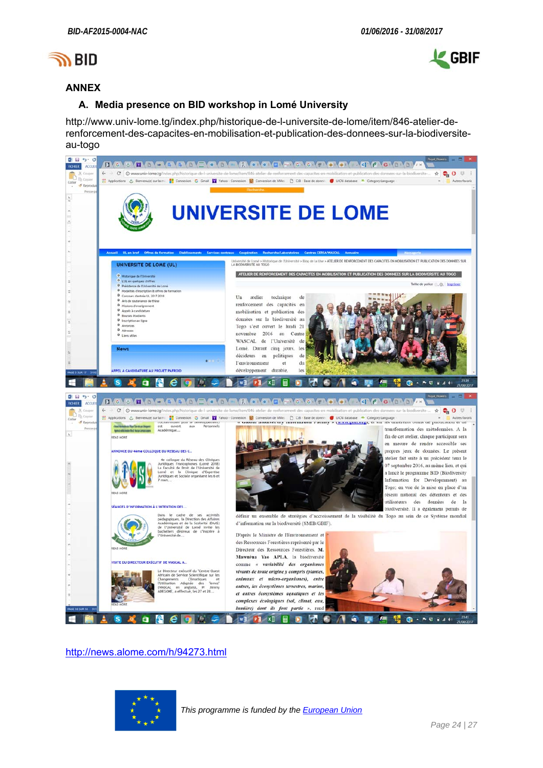## ANNEX

### A. Media presence on BID workshop in Lomé University

http://www.univ-lome.tg/index.php/historique-de-l-universite-de-lome/item/846-atelier-de-renforcement-des-capacites-en-mobilisation-et-publication-des-donnees-sur-la-biodiversite-au-togo

http://news.alome.com/h/94273.html

*This programme is funded by the European Union*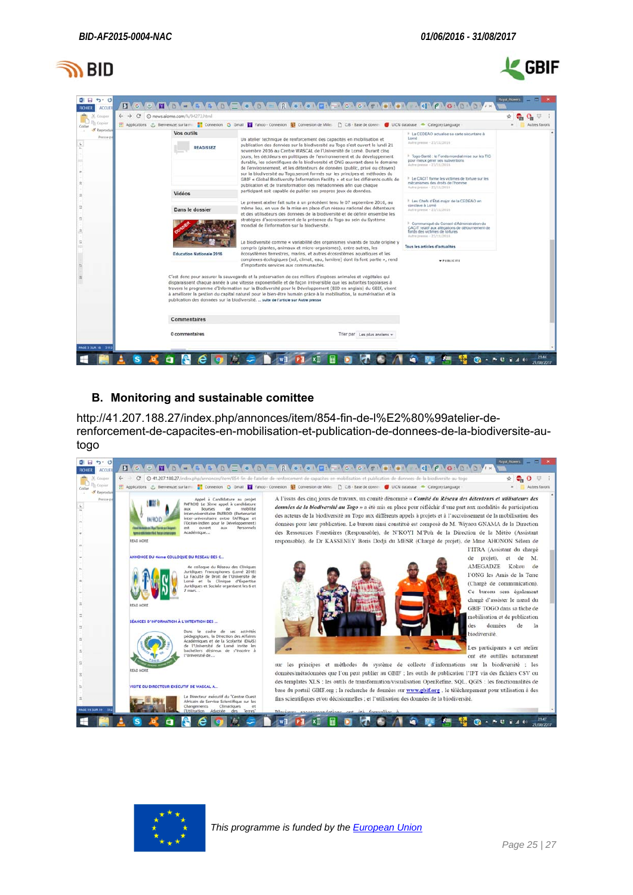## B. Monitoring and sustainable comittee

http://41.207.188.27/index.php/annonces/item/854-fin-de-l%E2%80%99atelier-de-renforcement-de-capacites-en-mobilisation-et-publication-de-donnees-de-la-biodiversite-au-togo

This programme is funded by the European Union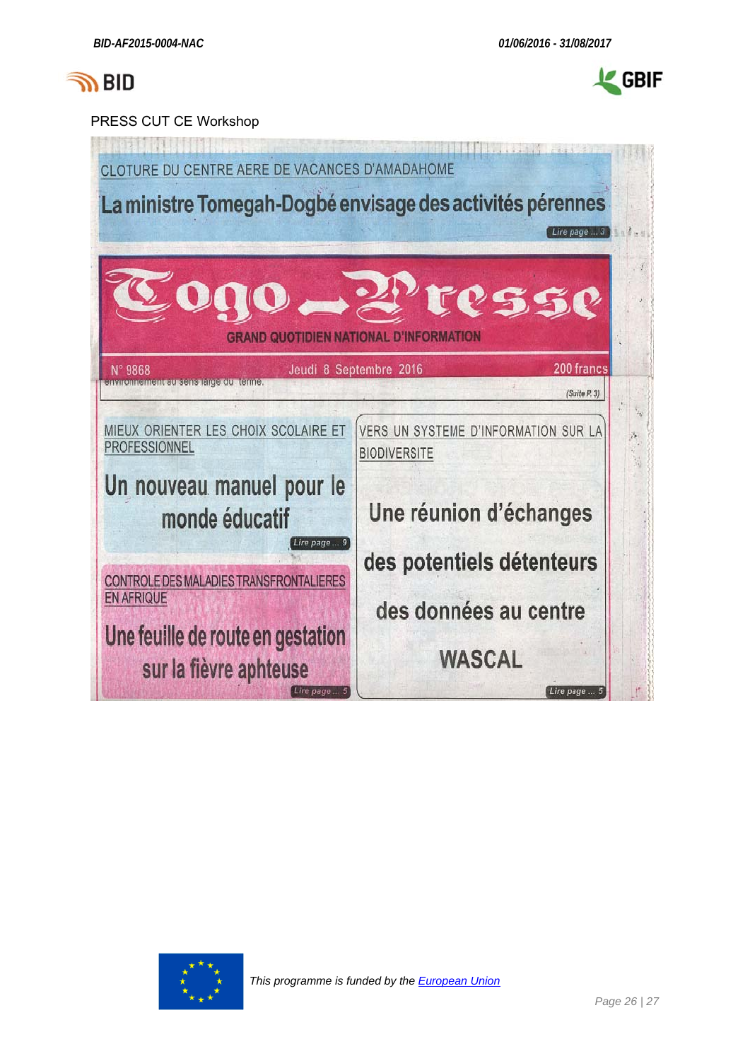PRESS CUT CE Workshop

CLOTURE DU CENTRE AERE DE VACANCES D'AMADAHOME

**La ministre Tomegah-Dogbé envisage des activités pérennes**

Lire page ... 3

# Togo-Presse

GRAND QUOTIDIEN NATIONAL D'INFORMATION

N° 9868 — Jeudi 8 Septembre 2016 — 200 francs

environnement au sens large du terme.

(Suite P. 3)

MIEUX ORIENTER LES CHOIX SCOLAIRE ET PROFESSIONNEL

**Un nouveau manuel pour le monde éducatif**

Lire page ... 9

CONTROLE DES MALADIES TRANSFRONTALIERES EN AFRIQUE

**Une feuille de route en gestation sur la fièvre aphteuse**

Lire page ... 5

VERS UN SYSTEME D'INFORMATION SUR LA BIODIVERSITE

**Une réunion d'échanges des potentiels détenteurs des données au centre WASCAL**

Lire page ... 5

*This programme is funded by the European Union*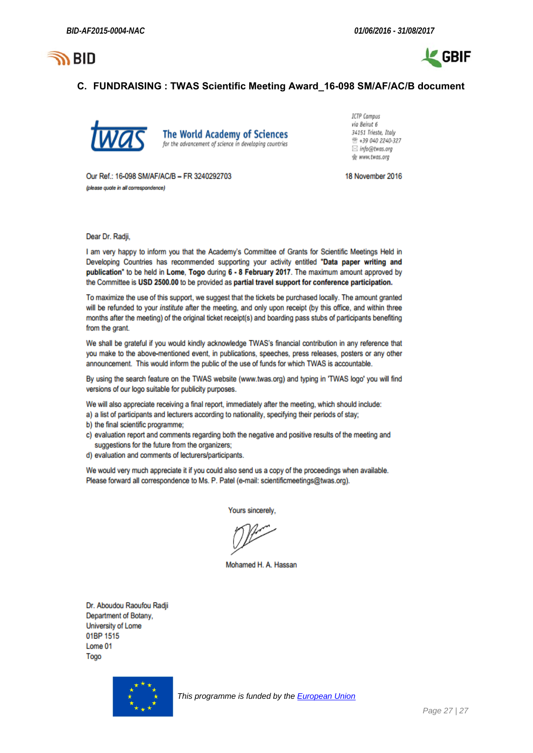## C. FUNDRAISING : TWAS Scientific Meeting Award_16-098 SM/AF/AC/B document

**twas** The World Academy of Sciences
*for the advancement of science in developing countries*

*ICTP Campus*
*via Beirut 6*
*34151 Trieste, Italy*
*+39 040 2240-327*
*info@twas.org*
*www.twas.org*

Our Ref.: 16-098 SM/AF/AC/B – FR 3240292703
*(please quote in all correspondence)*

18 November 2016

Dear Dr. Radji,

I am very happy to inform you that the Academy's Committee of Grants for Scientific Meetings Held in Developing Countries has recommended supporting your activity entitled **"Data paper writing and publication"** to be held in **Lome**, **Togo** during **6 - 8 February 2017**. The maximum amount approved by the Committee is **USD 2500.00** to be provided as **partial travel support for conference participation.**

To maximize the use of this support, we suggest that the tickets be purchased locally. The amount granted will be refunded to your *institute* after the meeting, and only upon receipt (by this office, and within three months after the meeting) of the original ticket receipt(s) and boarding pass stubs of participants benefiting from the grant.

We shall be grateful if you would kindly acknowledge TWAS's financial contribution in any reference that you make to the above-mentioned event, in publications, speeches, press releases, posters or any other announcement. This would inform the public of the use of funds for which TWAS is accountable.

By using the search feature on the TWAS website (www.twas.org) and typing in 'TWAS logo' you will find versions of our logo suitable for publicity purposes.

We will also appreciate receiving a final report, immediately after the meeting, which should include:

a) a list of participants and lecturers according to nationality, specifying their periods of stay;
b) the final scientific programme;
c) evaluation report and comments regarding both the negative and positive results of the meeting and suggestions for the future from the organizers;
d) evaluation and comments of lecturers/participants.

We would very much appreciate it if you could also send us a copy of the proceedings when available. Please forward all correspondence to Ms. P. Patel (e-mail: scientificmeetings@twas.org).

Yours sincerely,

Mohamed H. A. Hassan

Dr. Aboudou Raoufou Radji
Department of Botany,
University of Lome
01BP 1515
Lome 01
Togo

*This programme is funded by the European Union*